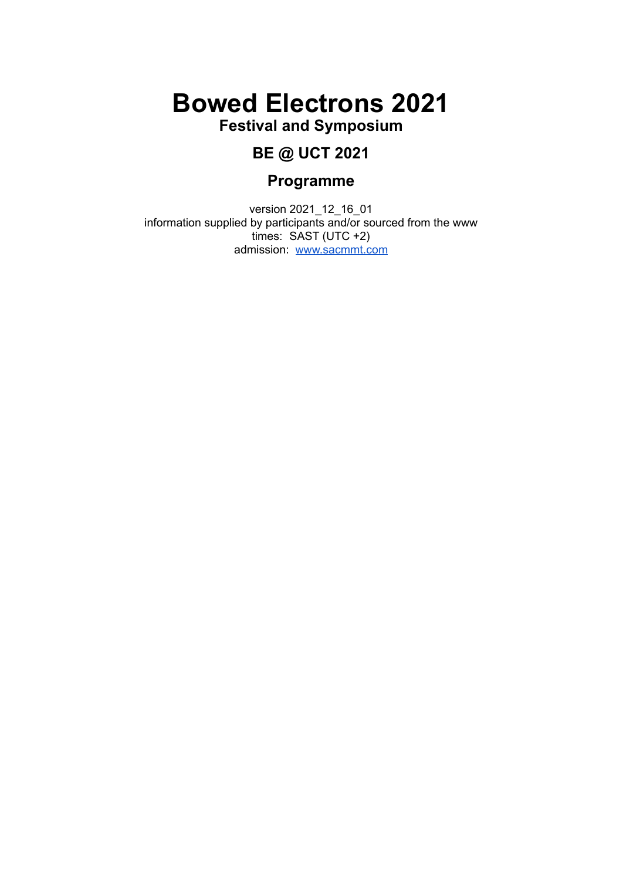# Bowed Electrons 2021

## Festival and Symposium

## BE @ UCT 2021

## Programme

version 2021_12_16_01
information supplied by participants and/or sourced from the www
times: SAST (UTC +2)
admission: [www.sacmmt.com](http://www.sacmmt.com)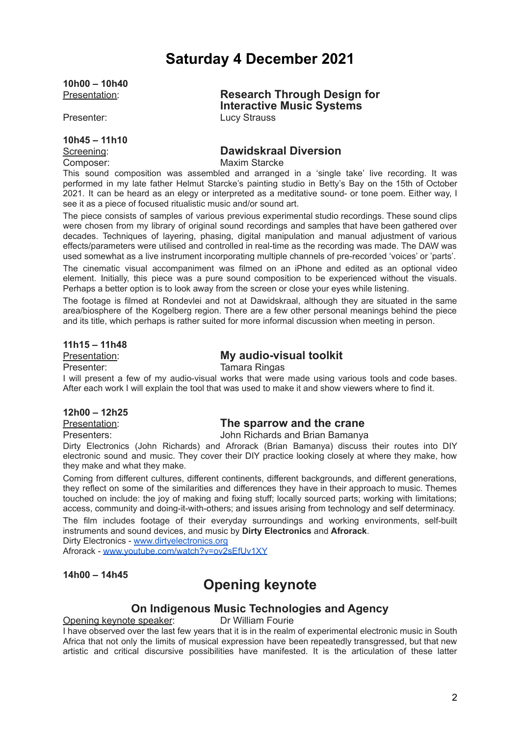# Saturday 4 December 2021

**10h00 – 10h40**

Presentation: **Research Through Design for Interactive Music Systems**

Presenter: Lucy Strauss

**10h45 – 11h10**

Screening: **Dawidskraal Diversion**

Composer: Maxim Starcke

This sound composition was assembled and arranged in a 'single take' live recording. It was performed in my late father Helmut Starcke's painting studio in Betty's Bay on the 15th of October 2021. It can be heard as an elegy or interpreted as a meditative sound- or tone poem. Either way, I see it as a piece of focused ritualistic music and/or sound art.

The piece consists of samples of various previous experimental studio recordings. These sound clips were chosen from my library of original sound recordings and samples that have been gathered over decades. Techniques of layering, phasing, digital manipulation and manual adjustment of various effects/parameters were utilised and controlled in real-time as the recording was made. The DAW was used somewhat as a live instrument incorporating multiple channels of pre-recorded 'voices' or 'parts'.

The cinematic visual accompaniment was filmed on an iPhone and edited as an optional video element. Initially, this piece was a pure sound composition to be experienced without the visuals. Perhaps a better option is to look away from the screen or close your eyes while listening.

The footage is filmed at Rondevlei and not at Dawidskraal, although they are situated in the same area/biosphere of the Kogelberg region. There are a few other personal meanings behind the piece and its title, which perhaps is rather suited for more informal discussion when meeting in person.

**11h15 – 11h48**

Presentation: **My audio-visual toolkit**

Presenter: Tamara Ringas

I will present a few of my audio-visual works that were made using various tools and code bases. After each work I will explain the tool that was used to make it and show viewers where to find it.

**12h00 – 12h25**

Presentation: **The sparrow and the crane**

Presenters: John Richards and Brian Bamanya

Dirty Electronics (John Richards) and Afrorack (Brian Bamanya) discuss their routes into DIY electronic sound and music. They cover their DIY practice looking closely at where they make, how they make and what they make.

Coming from different cultures, different continents, different backgrounds, and different generations, they reflect on some of the similarities and differences they have in their approach to music. Themes touched on include: the joy of making and fixing stuff; locally sourced parts; working with limitations; access, community and doing-it-with-others; and issues arising from technology and self determinacy.

The film includes footage of their everyday surroundings and working environments, self-built instruments and sound devices, and music by **Dirty Electronics** and **Afrorack**.

Dirty Electronics - www.dirtyelectronics.org

Afrorack - www.youtube.com/watch?v=ov2sEfUv1XY

**14h00 – 14h45**

## Opening keynote

### On Indigenous Music Technologies and Agency

Opening keynote speaker: Dr William Fourie

I have observed over the last few years that it is in the realm of experimental electronic music in South Africa that not only the limits of musical expression have been repeatedly transgressed, but that new artistic and critical discursive possibilities have manifested. It is the articulation of these latter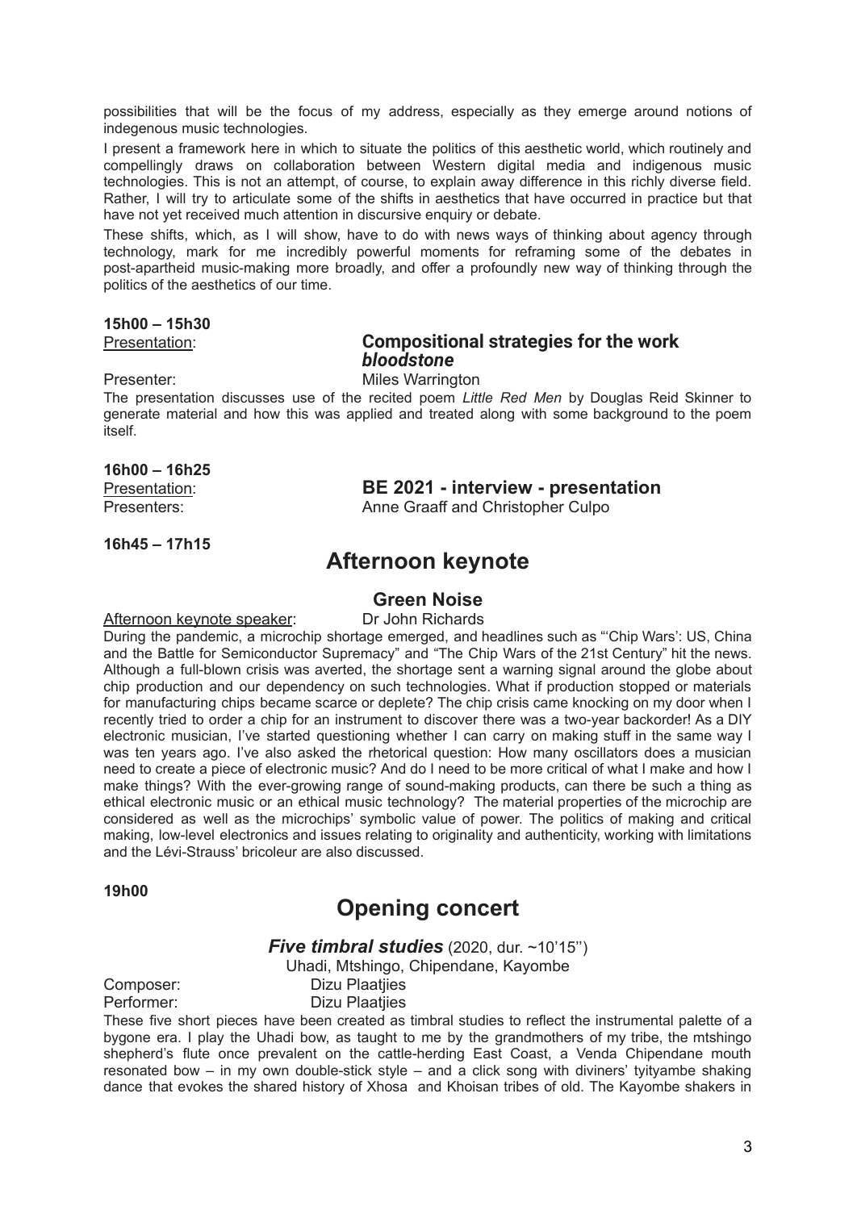possibilities that will be the focus of my address, especially as they emerge around notions of indegenous music technologies.

I present a framework here in which to situate the politics of this aesthetic world, which routinely and compellingly draws on collaboration between Western digital media and indigenous music technologies. This is not an attempt, of course, to explain away difference in this richly diverse field. Rather, I will try to articulate some of the shifts in aesthetics that have occurred in practice but that have not yet received much attention in discursive enquiry or debate.

These shifts, which, as I will show, have to do with news ways of thinking about agency through technology, mark for me incredibly powerful moments for reframing some of the debates in post-apartheid music-making more broadly, and offer a profoundly new way of thinking through the politics of the aesthetics of our time.

**15h00 – 15h30**

Presentation: **Compositional strategies for the work *bloodstone***

Presenter: Miles Warrington

The presentation discusses use of the recited poem *Little Red Men* by Douglas Reid Skinner to generate material and how this was applied and treated along with some background to the poem itself.

**16h00 – 16h25**

Presentation: **BE 2021 - interview - presentation**

Presenters: Anne Graaff and Christopher Culpo

**16h45 – 17h15**

## Afternoon keynote

### Green Noise

Afternoon keynote speaker: Dr John Richards

During the pandemic, a microchip shortage emerged, and headlines such as "'Chip Wars': US, China and the Battle for Semiconductor Supremacy" and "The Chip Wars of the 21st Century" hit the news. Although a full-blown crisis was averted, the shortage sent a warning signal around the globe about chip production and our dependency on such technologies. What if production stopped or materials for manufacturing chips became scarce or deplete? The chip crisis came knocking on my door when I recently tried to order a chip for an instrument to discover there was a two-year backorder! As a DIY electronic musician, I've started questioning whether I can carry on making stuff in the same way I was ten years ago. I've also asked the rhetorical question: How many oscillators does a musician need to create a piece of electronic music? And do I need to be more critical of what I make and how I make things? With the ever-growing range of sound-making products, can there be such a thing as ethical electronic music or an ethical music technology? The material properties of the microchip are considered as well as the microchips' symbolic value of power. The politics of making and critical making, low-level electronics and issues relating to originality and authenticity, working with limitations and the Lévi-Strauss' bricoleur are also discussed.

**19h00**

## Opening concert

### *Five timbral studies* (2020, dur. ~10'15'')

Uhadi, Mtshingo, Chipendane, Kayombe

Composer: Dizu Plaatjies

Performer: Dizu Plaatjies

These five short pieces have been created as timbral studies to reflect the instrumental palette of a bygone era. I play the Uhadi bow, as taught to me by the grandmothers of my tribe, the mtshingo shepherd's flute once prevalent on the cattle-herding East Coast, a Venda Chipendane mouth resonated bow – in my own double-stick style – and a click song with diviners' tyityambe shaking dance that evokes the shared history of Xhosa and Khoisan tribes of old. The Kayombe shakers in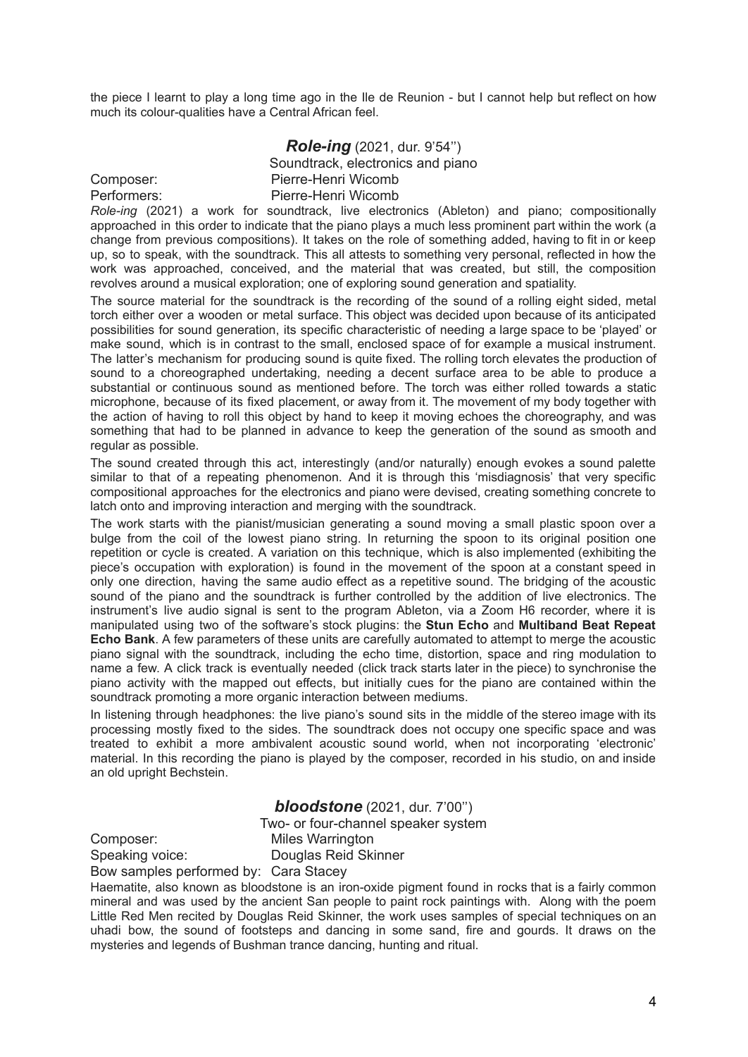the piece I learnt to play a long time ago in the Ile de Reunion - but I cannot help but reflect on how much its colour-qualities have a Central African feel.

### ***Role-ing*** (2021, dur. 9'54'')

Soundtrack, electronics and piano

Composer: Pierre-Henri Wicomb
Performers: Pierre-Henri Wicomb

*Role-ing* (2021) a work for soundtrack, live electronics (Ableton) and piano; compositionally approached in this order to indicate that the piano plays a much less prominent part within the work (a change from previous compositions). It takes on the role of something added, having to fit in or keep up, so to speak, with the soundtrack. This all attests to something very personal, reflected in how the work was approached, conceived, and the material that was created, but still, the composition revolves around a musical exploration; one of exploring sound generation and spatiality.

The source material for the soundtrack is the recording of the sound of a rolling eight sided, metal torch either over a wooden or metal surface. This object was decided upon because of its anticipated possibilities for sound generation, its specific characteristic of needing a large space to be 'played' or make sound, which is in contrast to the small, enclosed space of for example a musical instrument. The latter's mechanism for producing sound is quite fixed. The rolling torch elevates the production of sound to a choreographed undertaking, needing a decent surface area to be able to produce a substantial or continuous sound as mentioned before. The torch was either rolled towards a static microphone, because of its fixed placement, or away from it. The movement of my body together with the action of having to roll this object by hand to keep it moving echoes the choreography, and was something that had to be planned in advance to keep the generation of the sound as smooth and regular as possible.

The sound created through this act, interestingly (and/or naturally) enough evokes a sound palette similar to that of a repeating phenomenon. And it is through this 'misdiagnosis' that very specific compositional approaches for the electronics and piano were devised, creating something concrete to latch onto and improving interaction and merging with the soundtrack.

The work starts with the pianist/musician generating a sound moving a small plastic spoon over a bulge from the coil of the lowest piano string. In returning the spoon to its original position one repetition or cycle is created. A variation on this technique, which is also implemented (exhibiting the piece's occupation with exploration) is found in the movement of the spoon at a constant speed in only one direction, having the same audio effect as a repetitive sound. The bridging of the acoustic sound of the piano and the soundtrack is further controlled by the addition of live electronics. The instrument's live audio signal is sent to the program Ableton, via a Zoom H6 recorder, where it is manipulated using two of the software's stock plugins: the **Stun Echo** and **Multiband Beat Repeat Echo Bank**. A few parameters of these units are carefully automated to attempt to merge the acoustic piano signal with the soundtrack, including the echo time, distortion, space and ring modulation to name a few. A click track is eventually needed (click track starts later in the piece) to synchronise the piano activity with the mapped out effects, but initially cues for the piano are contained within the soundtrack promoting a more organic interaction between mediums.

In listening through headphones: the live piano's sound sits in the middle of the stereo image with its processing mostly fixed to the sides. The soundtrack does not occupy one specific space and was treated to exhibit a more ambivalent acoustic sound world, when not incorporating 'electronic' material. In this recording the piano is played by the composer, recorded in his studio, on and inside an old upright Bechstein.

### ***bloodstone*** (2021, dur. 7'00'')

Two- or four-channel speaker system

Composer: Miles Warrington
Speaking voice: Douglas Reid Skinner
Bow samples performed by: Cara Stacey

Haematite, also known as bloodstone is an iron-oxide pigment found in rocks that is a fairly common mineral and was used by the ancient San people to paint rock paintings with. Along with the poem Little Red Men recited by Douglas Reid Skinner, the work uses samples of special techniques on an uhadi bow, the sound of footsteps and dancing in some sand, fire and gourds. It draws on the mysteries and legends of Bushman trance dancing, hunting and ritual.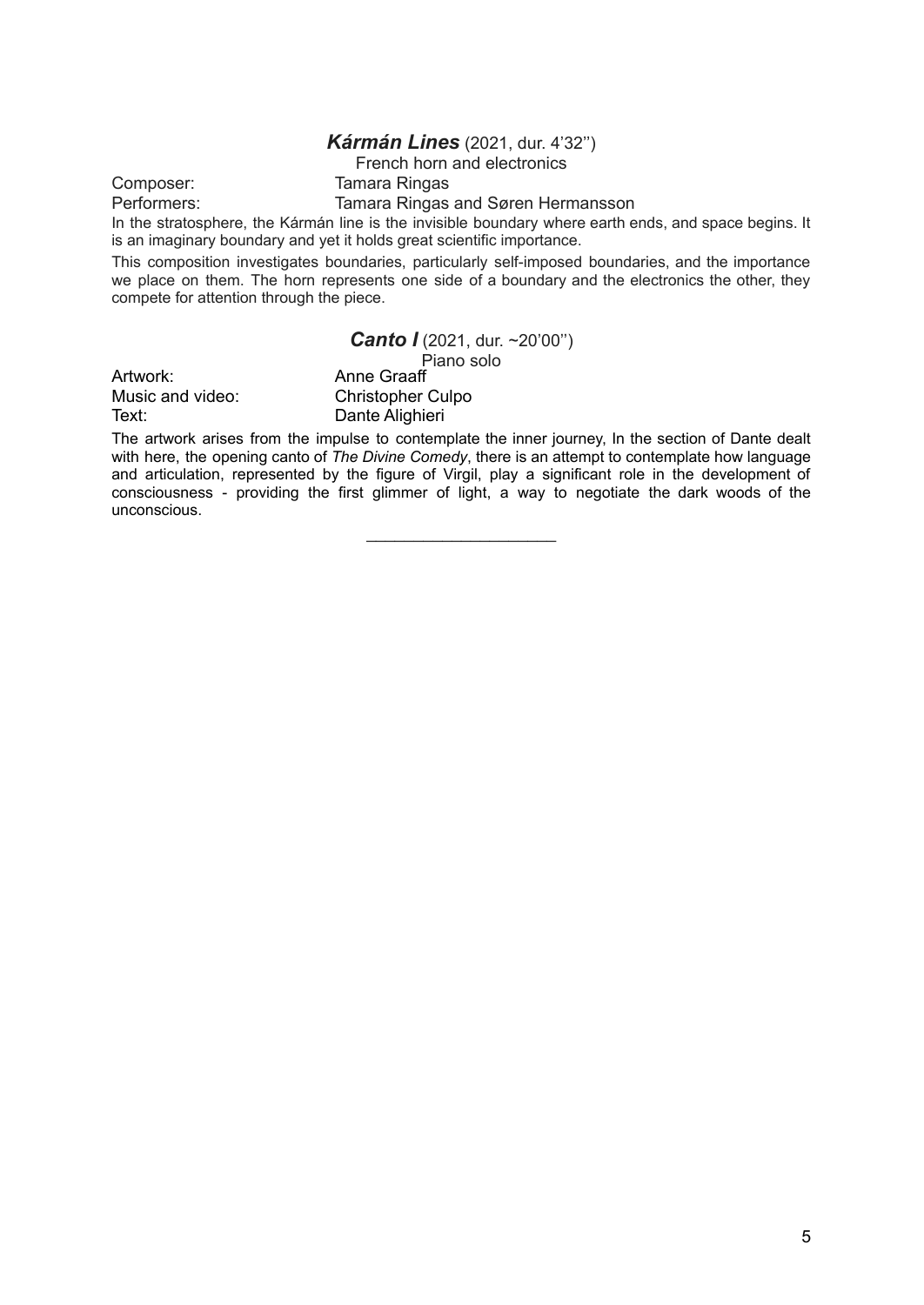## ***Kármán Lines*** (2021, dur. 4'32'')

French horn and electronics

Composer: Tamara Ringas
Performers: Tamara Ringas and Søren Hermansson

In the stratosphere, the Kármán line is the invisible boundary where earth ends, and space begins. It is an imaginary boundary and yet it holds great scientific importance.

This composition investigates boundaries, particularly self-imposed boundaries, and the importance we place on them. The horn represents one side of a boundary and the electronics the other, they compete for attention through the piece.

## ***Canto I*** (2021, dur. ~20'00'')

Piano solo

Artwork: Anne Graaff
Music and video: Christopher Culpo
Text: Dante Alighieri

The artwork arises from the impulse to contemplate the inner journey, In the section of Dante dealt with here, the opening canto of *The Divine Comedy*, there is an attempt to contemplate how language and articulation, represented by the figure of Virgil, play a significant role in the development of consciousness - providing the first glimmer of light, a way to negotiate the dark woods of the unconscious.

---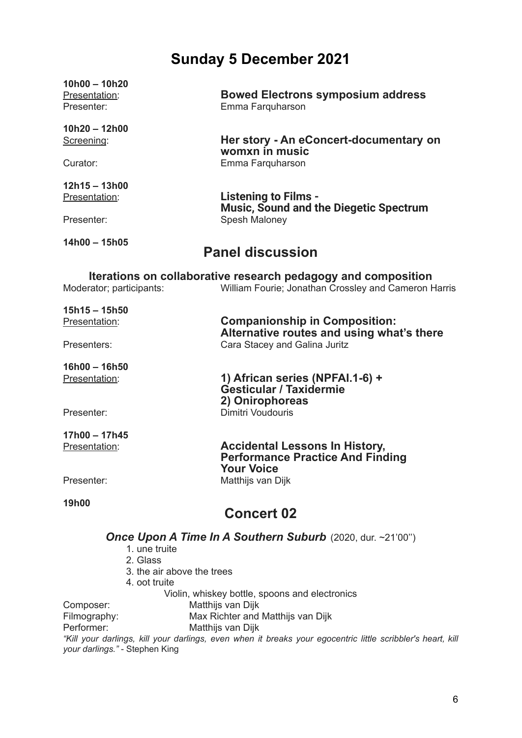# Sunday 5 December 2021

**10h00 – 10h20**

Presentation: **Bowed Electrons symposium address**

Presenter: Emma Farquharson

**10h20 – 12h00**

Screening: **Her story - An eConcert-documentary on womxn in music**

Curator: Emma Farquharson

**12h15 – 13h00**

Presentation: **Listening to Films - Music, Sound and the Diegetic Spectrum**

Presenter: Spesh Maloney

**14h00 – 15h05**

## Panel discussion

### Iterations on collaborative research pedagogy and composition

Moderator; participants: William Fourie; Jonathan Crossley and Cameron Harris

**15h15 – 15h50**

Presentation: **Companionship in Composition: Alternative routes and using what's there**

Presenters: Cara Stacey and Galina Juritz

**16h00 – 16h50**

Presentation: **1) African series (NPFAI.1-6) + Gesticular / Taxidermie 2) Onirophoreas**

Presenter: Dimitri Voudouris

**17h00 – 17h45**

Presentation: **Accidental Lessons In History, Performance Practice And Finding Your Voice**

Presenter: Matthijs van Dijk

**19h00**

## Concert 02

***Once Upon A Time In A Southern Suburb*** (2020, dur. ~21'00'')

1. une truite
2. Glass
3. the air above the trees
4. oot truite

Violin, whiskey bottle, spoons and electronics

Composer: Matthijs van Dijk

Filmography: Max Richter and Matthijs van Dijk

Performer: Matthijs van Dijk

*"Kill your darlings, kill your darlings, even when it breaks your egocentric little scribbler's heart, kill your darlings."* - Stephen King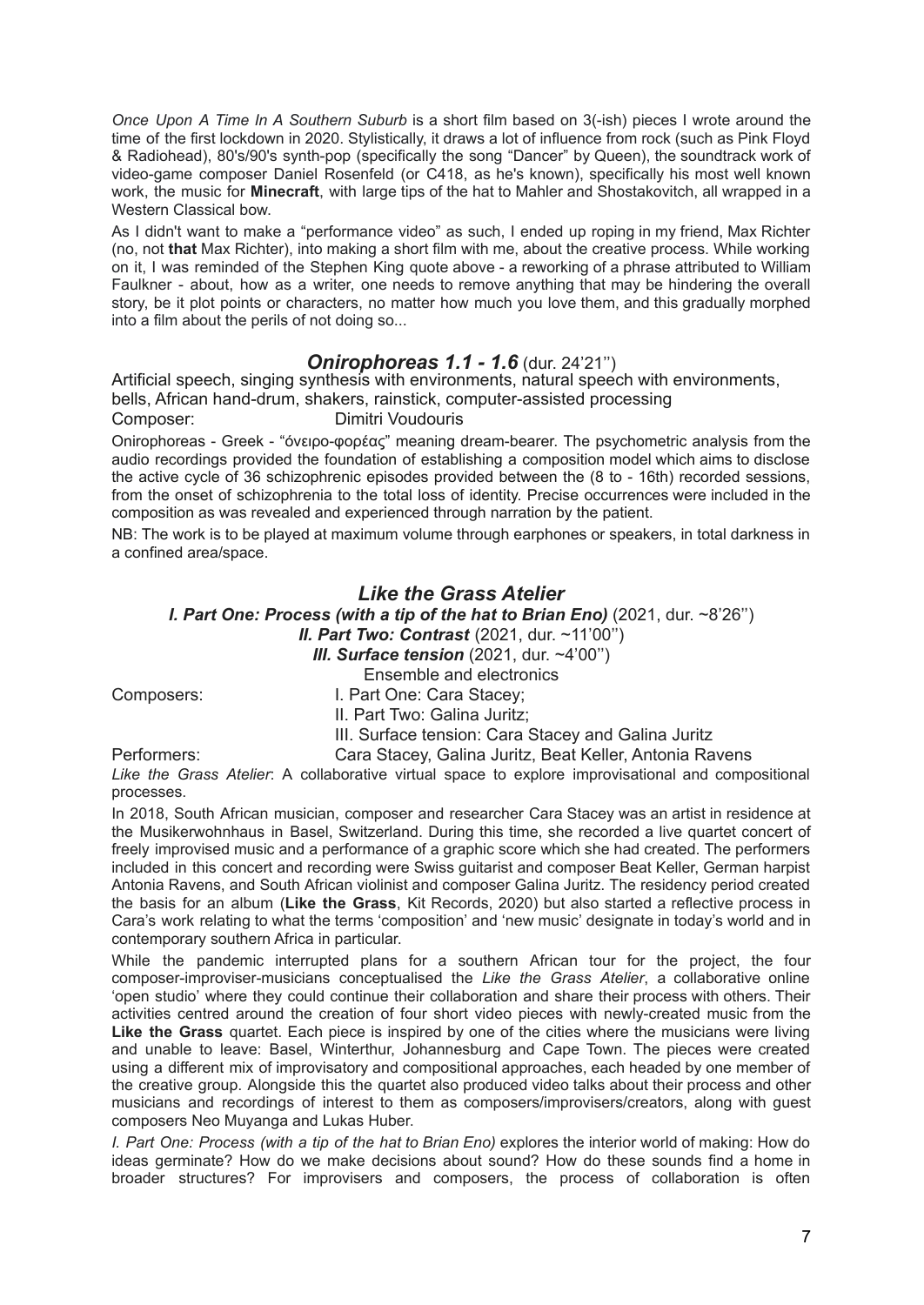*Once Upon A Time In A Southern Suburb* is a short film based on 3(-ish) pieces I wrote around the time of the first lockdown in 2020. Stylistically, it draws a lot of influence from rock (such as Pink Floyd & Radiohead), 80's/90's synth-pop (specifically the song "Dancer" by Queen), the soundtrack work of video-game composer Daniel Rosenfeld (or C418, as he's known), specifically his most well known work, the music for **Minecraft**, with large tips of the hat to Mahler and Shostakovitch, all wrapped in a Western Classical bow.

As I didn't want to make a "performance video" as such, I ended up roping in my friend, Max Richter (no, not **that** Max Richter), into making a short film with me, about the creative process. While working on it, I was reminded of the Stephen King quote above - a reworking of a phrase attributed to William Faulkner - about, how as a writer, one needs to remove anything that may be hindering the overall story, be it plot points or characters, no matter how much you love them, and this gradually morphed into a film about the perils of not doing so...

## ***Onirophoreas 1.1 - 1.6*** (dur. 24'21'')

Artificial speech, singing synthesis with environments, natural speech with environments, bells, African hand-drum, shakers, rainstick, computer-assisted processing

Composer: Dimitri Voudouris

Onirophoreas - Greek - "όνειρο-φορέας" meaning dream-bearer. The psychometric analysis from the audio recordings provided the foundation of establishing a composition model which aims to disclose the active cycle of 36 schizophrenic episodes provided between the (8 to - 16th) recorded sessions, from the onset of schizophrenia to the total loss of identity. Precise occurrences were included in the composition as was revealed and experienced through narration by the patient.

NB: The work is to be played at maximum volume through earphones or speakers, in total darkness in a confined area/space.

## ***Like the Grass Atelier***

***I. Part One: Process (with a tip of the hat to Brian Eno)*** (2021, dur. ~8'26'')

***II. Part Two: Contrast*** (2021, dur. ~11'00'')

***III. Surface tension*** (2021, dur. ~4'00'')

Ensemble and electronics

Composers: I. Part One: Cara Stacey;
II. Part Two: Galina Juritz;
III. Surface tension: Cara Stacey and Galina Juritz

Performers: Cara Stacey, Galina Juritz, Beat Keller, Antonia Ravens

*Like the Grass Atelier*: A collaborative virtual space to explore improvisational and compositional processes.

In 2018, South African musician, composer and researcher Cara Stacey was an artist in residence at the Musikerwohnhaus in Basel, Switzerland. During this time, she recorded a live quartet concert of freely improvised music and a performance of a graphic score which she had created. The performers included in this concert and recording were Swiss guitarist and composer Beat Keller, German harpist Antonia Ravens, and South African violinist and composer Galina Juritz. The residency period created the basis for an album (**Like the Grass**, Kit Records, 2020) but also started a reflective process in Cara's work relating to what the terms 'composition' and 'new music' designate in today's world and in contemporary southern Africa in particular.

While the pandemic interrupted plans for a southern African tour for the project, the four composer-improviser-musicians conceptualised the *Like the Grass Atelier*, a collaborative online 'open studio' where they could continue their collaboration and share their process with others. Their activities centred around the creation of four short video pieces with newly-created music from the **Like the Grass** quartet. Each piece is inspired by one of the cities where the musicians were living and unable to leave: Basel, Winterthur, Johannesburg and Cape Town. The pieces were created using a different mix of improvisatory and compositional approaches, each headed by one member of the creative group. Alongside this the quartet also produced video talks about their process and other musicians and recordings of interest to them as composers/improvisers/creators, along with guest composers Neo Muyanga and Lukas Huber.

*I. Part One: Process (with a tip of the hat to Brian Eno)* explores the interior world of making: How do ideas germinate? How do we make decisions about sound? How do these sounds find a home in broader structures? For improvisers and composers, the process of collaboration is often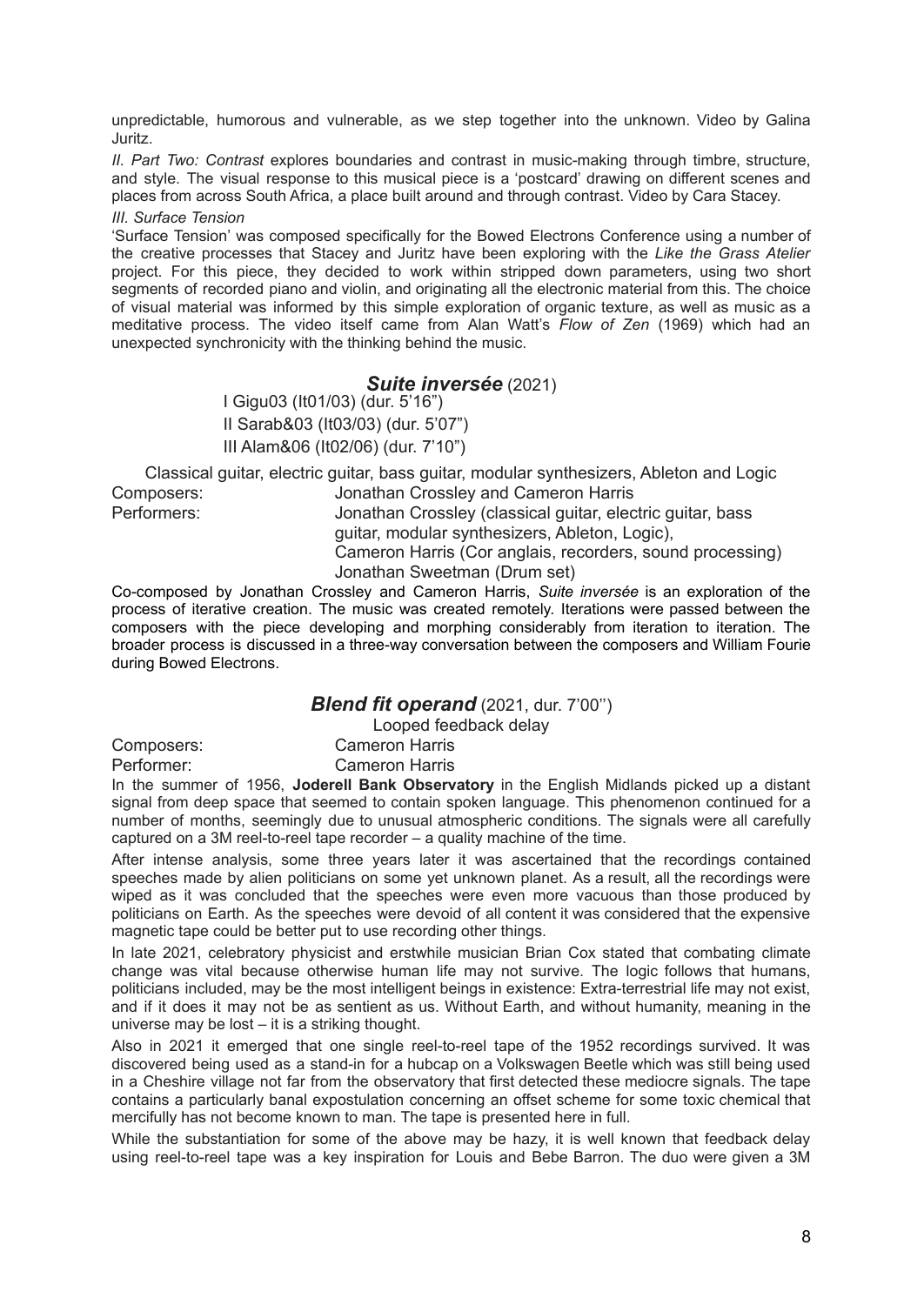unpredictable, humorous and vulnerable, as we step together into the unknown. Video by Galina Juritz.

*II. Part Two: Contrast* explores boundaries and contrast in music-making through timbre, structure, and style. The visual response to this musical piece is a 'postcard' drawing on different scenes and places from across South Africa, a place built around and through contrast. Video by Cara Stacey.

*III. Surface Tension*

'Surface Tension' was composed specifically for the Bowed Electrons Conference using a number of the creative processes that Stacey and Juritz have been exploring with the *Like the Grass Atelier* project. For this piece, they decided to work within stripped down parameters, using two short segments of recorded piano and violin, and originating all the electronic material from this. The choice of visual material was informed by this simple exploration of organic texture, as well as music as a meditative process. The video itself came from Alan Watt's *Flow of Zen* (1969) which had an unexpected synchronicity with the thinking behind the music.

## *Suite inversée* (2021)

I Gigu03 (It01/03) (dur. 5'16")
II Sarab&03 (It03/03) (dur. 5'07")
III Alam&06 (It02/06) (dur. 7'10")

Classical guitar, electric guitar, bass guitar, modular synthesizers, Ableton and Logic

Composers: Jonathan Crossley and Cameron Harris
Performers: Jonathan Crossley (classical guitar, electric guitar, bass guitar, modular synthesizers, Ableton, Logic),
Cameron Harris (Cor anglais, recorders, sound processing)
Jonathan Sweetman (Drum set)

Co-composed by Jonathan Crossley and Cameron Harris, *Suite inversée* is an exploration of the process of iterative creation. The music was created remotely. Iterations were passed between the composers with the piece developing and morphing considerably from iteration to iteration. The broader process is discussed in a three-way conversation between the composers and William Fourie during Bowed Electrons.

## *Blend fit operand* (2021, dur. 7'00'')

Looped feedback delay

Composers: Cameron Harris
Performer: Cameron Harris

In the summer of 1956, **Joderell Bank Observatory** in the English Midlands picked up a distant signal from deep space that seemed to contain spoken language. This phenomenon continued for a number of months, seemingly due to unusual atmospheric conditions. The signals were all carefully captured on a 3M reel-to-reel tape recorder – a quality machine of the time.

After intense analysis, some three years later it was ascertained that the recordings contained speeches made by alien politicians on some yet unknown planet. As a result, all the recordings were wiped as it was concluded that the speeches were even more vacuous than those produced by politicians on Earth. As the speeches were devoid of all content it was considered that the expensive magnetic tape could be better put to use recording other things.

In late 2021, celebratory physicist and erstwhile musician Brian Cox stated that combating climate change was vital because otherwise human life may not survive. The logic follows that humans, politicians included, may be the most intelligent beings in existence: Extra-terrestrial life may not exist, and if it does it may not be as sentient as us. Without Earth, and without humanity, meaning in the universe may be lost – it is a striking thought.

Also in 2021 it emerged that one single reel-to-reel tape of the 1952 recordings survived. It was discovered being used as a stand-in for a hubcap on a Volkswagen Beetle which was still being used in a Cheshire village not far from the observatory that first detected these mediocre signals. The tape contains a particularly banal expostulation concerning an offset scheme for some toxic chemical that mercifully has not become known to man. The tape is presented here in full.

While the substantiation for some of the above may be hazy, it is well known that feedback delay using reel-to-reel tape was a key inspiration for Louis and Bebe Barron. The duo were given a 3M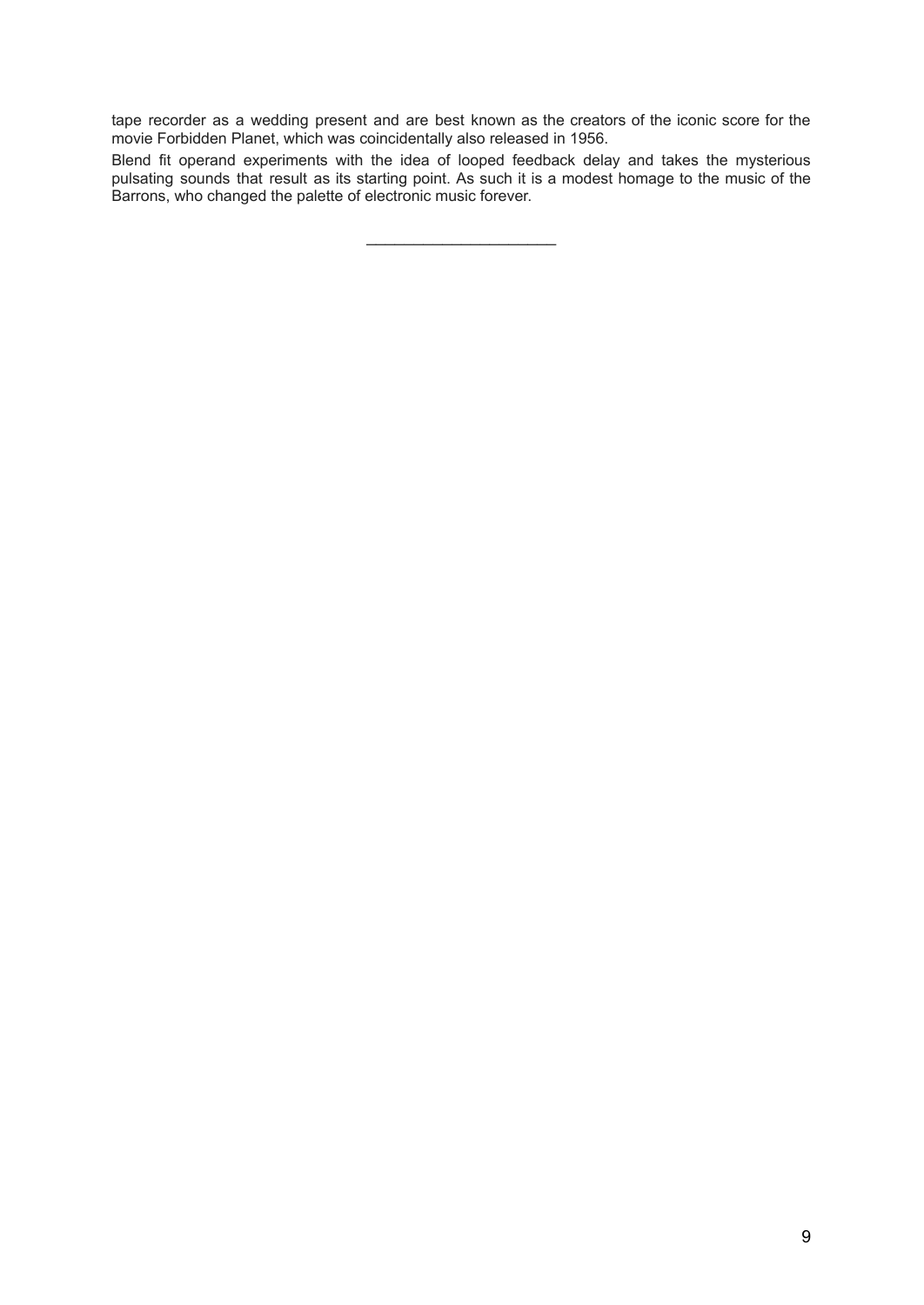tape recorder as a wedding present and are best known as the creators of the iconic score for the movie Forbidden Planet, which was coincidentally also released in 1956.

Blend fit operand experiments with the idea of looped feedback delay and takes the mysterious pulsating sounds that result as its starting point. As such it is a modest homage to the music of the Barrons, who changed the palette of electronic music forever.

---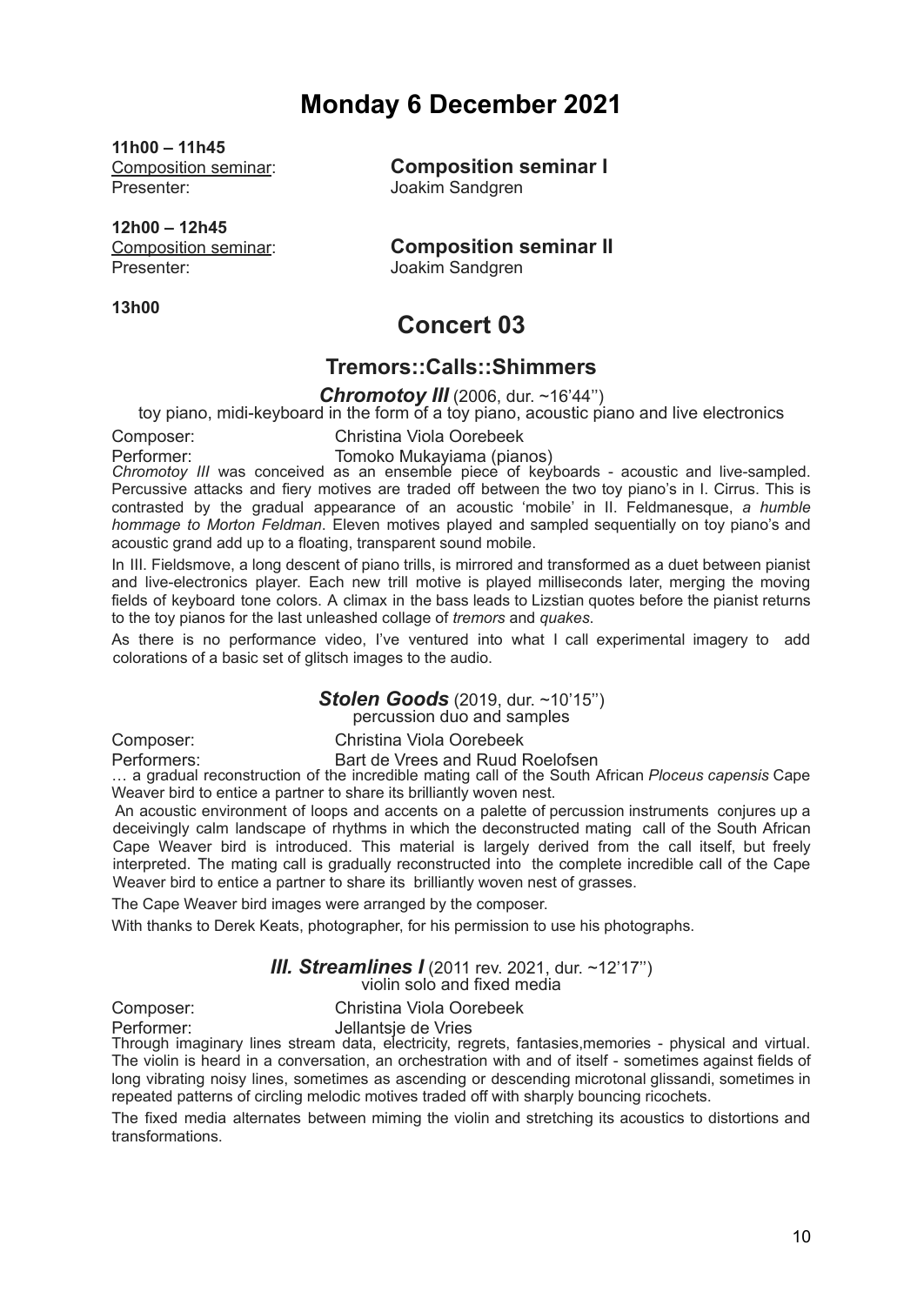# Monday 6 December 2021

**11h00 – 11h45**

Composition seminar: **Composition seminar I**

Presenter: Joakim Sandgren

**12h00 – 12h45**

Composition seminar: **Composition seminar II**

Presenter: Joakim Sandgren

**13h00**

## Concert 03

### Tremors::Calls::Shimmers

***Chromotoy III*** (2006, dur. ~16'44'')

toy piano, midi-keyboard in the form of a toy piano, acoustic piano and live electronics

Composer: Christina Viola Oorebeek

Performer: Tomoko Mukayiama (pianos)

*Chromotoy III* was conceived as an ensemble piece of keyboards - acoustic and live-sampled. Percussive attacks and fiery motives are traded off between the two toy piano's in I. Cirrus. This is contrasted by the gradual appearance of an acoustic 'mobile' in II. Feldmanesque, *a humble hommage to Morton Feldman*. Eleven motives played and sampled sequentially on toy piano's and acoustic grand add up to a floating, transparent sound mobile.

In III. Fieldsmove, a long descent of piano trills, is mirrored and transformed as a duet between pianist and live-electronics player. Each new trill motive is played milliseconds later, merging the moving fields of keyboard tone colors. A climax in the bass leads to Lizstian quotes before the pianist returns to the toy pianos for the last unleashed collage of *tremors* and *quakes*.

As there is no performance video, I've ventured into what I call experimental imagery to add colorations of a basic set of glitsch images to the audio.

***Stolen Goods*** (2019, dur. ~10'15'')

percussion duo and samples

Composer: Christina Viola Oorebeek

Performers: Bart de Vrees and Ruud Roelofsen

… a gradual reconstruction of the incredible mating call of the South African *Ploceus capensis* Cape Weaver bird to entice a partner to share its brilliantly woven nest.

An acoustic environment of loops and accents on a palette of percussion instruments conjures up a deceivingly calm landscape of rhythms in which the deconstructed mating call of the South African Cape Weaver bird is introduced. This material is largely derived from the call itself, but freely interpreted. The mating call is gradually reconstructed into the complete incredible call of the Cape Weaver bird to entice a partner to share its brilliantly woven nest of grasses.

The Cape Weaver bird images were arranged by the composer.

With thanks to Derek Keats, photographer, for his permission to use his photographs.

***III. Streamlines I*** (2011 rev. 2021, dur. ~12'17'')

violin solo and fixed media

Composer: Christina Viola Oorebeek

Performer: Jellantsje de Vries

Through imaginary lines stream data, electricity, regrets, fantasies,memories - physical and virtual. The violin is heard in a conversation, an orchestration with and of itself - sometimes against fields of long vibrating noisy lines, sometimes as ascending or descending microtonal glissandi, sometimes in repeated patterns of circling melodic motives traded off with sharply bouncing ricochets.

The fixed media alternates between miming the violin and stretching its acoustics to distortions and transformations.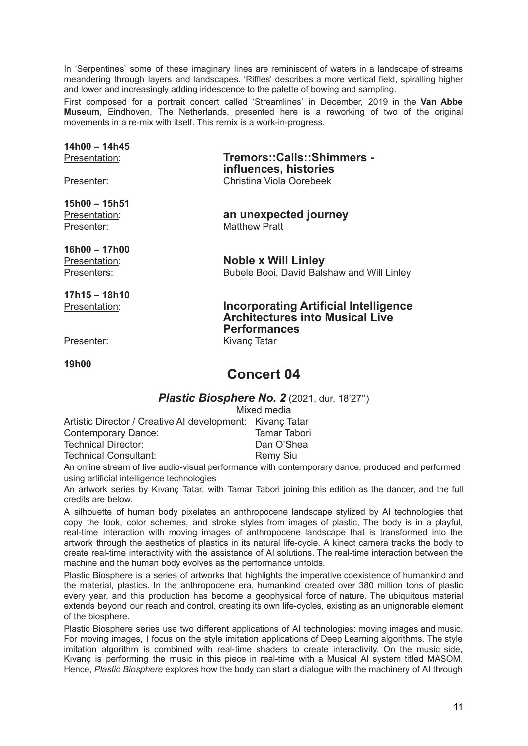In 'Serpentines' some of these imaginary lines are reminiscent of waters in a landscape of streams meandering through layers and landscapes. 'Riffles' describes a more vertical field, spiralling higher and lower and increasingly adding iridescence to the palette of bowing and sampling.

First composed for a portrait concert called 'Streamlines' in December, 2019 in the **Van Abbe Museum**, Eindhoven, The Netherlands, presented here is a reworking of two of the original movements in a re-mix with itself. This remix is a work-in-progress.

**14h00 – 14h45**

Presentation: **Tremors::Calls::Shimmers - influences, histories**

Presenter: Christina Viola Oorebeek

**15h00 – 15h51**

Presentation: **an unexpected journey**

Presenter: Matthew Pratt

**16h00 – 17h00**

Presentation: **Noble x Will Linley**

Presenters: Bubele Booi, David Balshaw and Will Linley

**17h15 – 18h10**

Presentation: **Incorporating Artificial Intelligence Architectures into Musical Live Performances**

Presenter: Kivanç Tatar

**19h00**

## Concert 04

### *Plastic Biosphere No. 2* (2021, dur. 18'27'')

Mixed media

Artistic Director / Creative AI development: Kivanç Tatar
Contemporary Dance: Tamar Tabori
Technical Director: Dan O'Shea
Technical Consultant: Remy Siu

An online stream of live audio-visual performance with contemporary dance, produced and performed using artificial intelligence technologies

An artwork series by Kıvanç Tatar, with Tamar Tabori joining this edition as the dancer, and the full credits are below.

A silhouette of human body pixelates an anthropocene landscape stylized by AI technologies that copy the look, color schemes, and stroke styles from images of plastic, The body is in a playful, real-time interaction with moving images of anthropocene landscape that is transformed into the artwork through the aesthetics of plastics in its natural life-cycle. A kinect camera tracks the body to create real-time interactivity with the assistance of AI solutions. The real-time interaction between the machine and the human body evolves as the performance unfolds.

Plastic Biosphere is a series of artworks that highlights the imperative coexistence of humankind and the material, plastics. In the anthropocene era, humankind created over 380 million tons of plastic every year, and this production has become a geophysical force of nature. The ubiquitous material extends beyond our reach and control, creating its own life-cycles, existing as an unignorable element of the biosphere.

Plastic Biosphere series use two different applications of AI technologies: moving images and music. For moving images, I focus on the style imitation applications of Deep Learning algorithms. The style imitation algorithm is combined with real-time shaders to create interactivity. On the music side, Kıvanç is performing the music in this piece in real-time with a Musical AI system titled MASOM. Hence, *Plastic Biosphere* explores how the body can start a dialogue with the machinery of AI through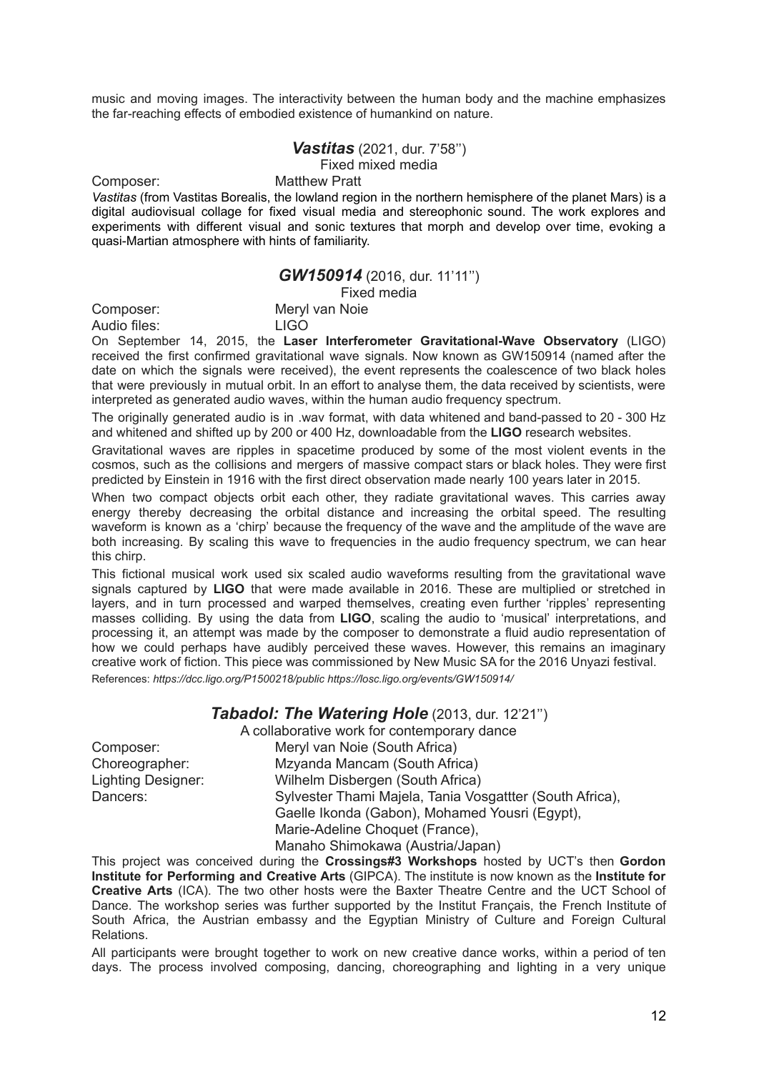music and moving images. The interactivity between the human body and the machine emphasizes the far-reaching effects of embodied existence of humankind on nature.

### ***Vastitas*** (2021, dur. 7'58'')

Fixed mixed media

Composer: Matthew Pratt

*Vastitas* (from Vastitas Borealis, the lowland region in the northern hemisphere of the planet Mars) is a digital audiovisual collage for fixed visual media and stereophonic sound. The work explores and experiments with different visual and sonic textures that morph and develop over time, evoking a quasi-Martian atmosphere with hints of familiarity.

### ***GW150914*** (2016, dur. 11'11'')

Fixed media

Composer: Meryl van Noie
Audio files: LIGO

On September 14, 2015, the **Laser Interferometer Gravitational-Wave Observatory** (LIGO) received the first confirmed gravitational wave signals. Now known as GW150914 (named after the date on which the signals were received), the event represents the coalescence of two black holes that were previously in mutual orbit. In an effort to analyse them, the data received by scientists, were interpreted as generated audio waves, within the human audio frequency spectrum.

The originally generated audio is in .wav format, with data whitened and band-passed to 20 - 300 Hz and whitened and shifted up by 200 or 400 Hz, downloadable from the **LIGO** research websites.

Gravitational waves are ripples in spacetime produced by some of the most violent events in the cosmos, such as the collisions and mergers of massive compact stars or black holes. They were first predicted by Einstein in 1916 with the first direct observation made nearly 100 years later in 2015.

When two compact objects orbit each other, they radiate gravitational waves. This carries away energy thereby decreasing the orbital distance and increasing the orbital speed. The resulting waveform is known as a 'chirp' because the frequency of the wave and the amplitude of the wave are both increasing. By scaling this wave to frequencies in the audio frequency spectrum, we can hear this chirp.

This fictional musical work used six scaled audio waveforms resulting from the gravitational wave signals captured by **LIGO** that were made available in 2016. These are multiplied or stretched in layers, and in turn processed and warped themselves, creating even further 'ripples' representing masses colliding. By using the data from **LIGO**, scaling the audio to 'musical' interpretations, and processing it, an attempt was made by the composer to demonstrate a fluid audio representation of how we could perhaps have audibly perceived these waves. However, this remains an imaginary creative work of fiction. This piece was commissioned by New Music SA for the 2016 Unyazi festival.

References: *https://dcc.ligo.org/P1500218/public https://losc.ligo.org/events/GW150914/*

### ***Tabadol: The Watering Hole*** (2013, dur. 12'21'')

A collaborative work for contemporary dance

Composer: Meryl van Noie (South Africa)
Choreographer: Mzyanda Mancam (South Africa)
Lighting Designer: Wilhelm Disbergen (South Africa)
Dancers: Sylvester Thami Majela, Tania Vosgattter (South Africa), Gaelle Ikonda (Gabon), Mohamed Yousri (Egypt), Marie-Adeline Choquet (France), Manaho Shimokawa (Austria/Japan)

This project was conceived during the **Crossings#3 Workshops** hosted by UCT's then **Gordon Institute for Performing and Creative Arts** (GIPCA). The institute is now known as the **Institute for Creative Arts** (ICA). The two other hosts were the Baxter Theatre Centre and the UCT School of Dance. The workshop series was further supported by the Institut Français, the French Institute of South Africa, the Austrian embassy and the Egyptian Ministry of Culture and Foreign Cultural Relations.

All participants were brought together to work on new creative dance works, within a period of ten days. The process involved composing, dancing, choreographing and lighting in a very unique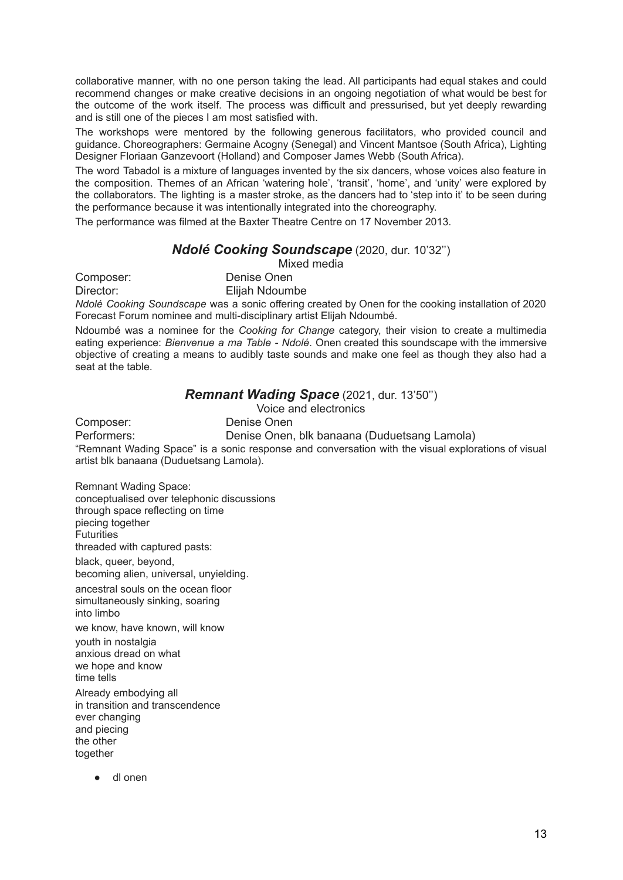collaborative manner, with no one person taking the lead. All participants had equal stakes and could recommend changes or make creative decisions in an ongoing negotiation of what would be best for the outcome of the work itself. The process was difficult and pressurised, but yet deeply rewarding and is still one of the pieces I am most satisfied with.

The workshops were mentored by the following generous facilitators, who provided council and guidance. Choreographers: Germaine Acogny (Senegal) and Vincent Mantsoe (South Africa), Lighting Designer Floriaan Ganzevoort (Holland) and Composer James Webb (South Africa).

The word Tabadol is a mixture of languages invented by the six dancers, whose voices also feature in the composition. Themes of an African 'watering hole', 'transit', 'home', and 'unity' were explored by the collaborators. The lighting is a master stroke, as the dancers had to 'step into it' to be seen during the performance because it was intentionally integrated into the choreography.

The performance was filmed at the Baxter Theatre Centre on 17 November 2013.

## ***Ndolé Cooking Soundscape*** (2020, dur. 10'32'')

Mixed media

Composer: Denise Onen
Director: Elijah Ndoumbe

*Ndolé Cooking Soundscape* was a sonic offering created by Onen for the cooking installation of 2020 Forecast Forum nominee and multi-disciplinary artist Elijah Ndoumbé.

Ndoumbé was a nominee for the *Cooking for Change* category, their vision to create a multimedia eating experience: *Bienvenue a ma Table - Ndolé.* Onen created this soundscape with the immersive objective of creating a means to audibly taste sounds and make one feel as though they also had a seat at the table.

## ***Remnant Wading Space*** (2021, dur. 13'50'')

Voice and electronics

Composer: Denise Onen
Performers: Denise Onen, blk banaana (Duduetsang Lamola)

"Remnant Wading Space" is a sonic response and conversation with the visual explorations of visual artist blk banaana (Duduetsang Lamola).

Remnant Wading Space:
conceptualised over telephonic discussions
through space reflecting on time
piecing together
Futurities
threaded with captured pasts:

black, queer, beyond,
becoming alien, universal, unyielding.

ancestral souls on the ocean floor
simultaneously sinking, soaring
into limbo

we know, have known, will know

youth in nostalgia
anxious dread on what
we hope and know
time tells

Already embodying all
in transition and transcendence
ever changing
and piecing
the other
together

- dl onen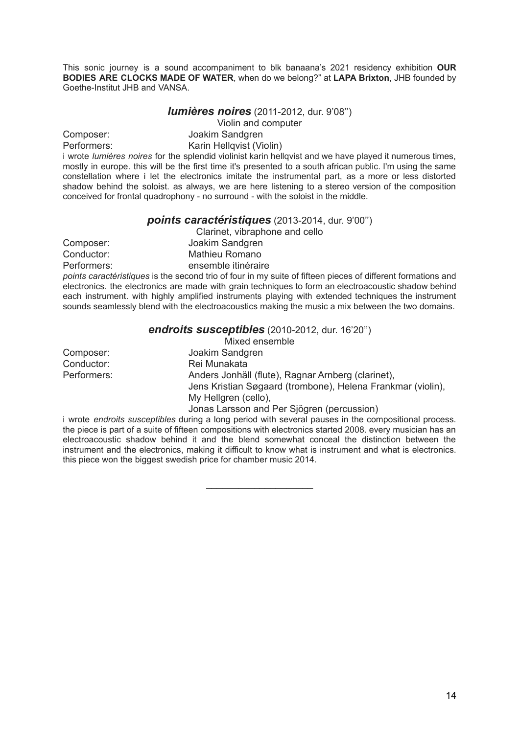This sonic journey is a sound accompaniment to blk banaana's 2021 residency exhibition **OUR BODIES ARE CLOCKS MADE OF WATER**, when do we belong?" at **LAPA Brixton**, JHB founded by Goethe-Institut JHB and VANSA.

## ***lumières noires*** (2011-2012, dur. 9'08'')

Violin and computer

Composer: Joakim Sandgren
Performers: Karin Hellqvist (Violin)

i wrote *lumières noires* for the splendid violinist karin hellqvist and we have played it numerous times, mostly in europe. this will be the first time it's presented to a south african public. I'm using the same constellation where i let the electronics imitate the instrumental part, as a more or less distorted shadow behind the soloist. as always, we are here listening to a stereo version of the composition conceived for frontal quadrophony - no surround - with the soloist in the middle.

## ***points caractéristiques*** (2013-2014, dur. 9'00'')

Clarinet, vibraphone and cello

Composer: Joakim Sandgren
Conductor: Mathieu Romano
Performers: ensemble itinéraire

*points caractéristiques* is the second trio of four in my suite of fifteen pieces of different formations and electronics. the electronics are made with grain techniques to form an electroacoustic shadow behind each instrument. with highly amplified instruments playing with extended techniques the instrument sounds seamlessly blend with the electroacoustics making the music a mix between the two domains.

## ***endroits susceptibles*** (2010-2012, dur. 16'20'')

Mixed ensemble

Composer: Joakim Sandgren
Conductor: Rei Munakata
Performers: Anders Jonhäll (flute), Ragnar Arnberg (clarinet),
Jens Kristian Søgaard (trombone), Helena Frankmar (violin),
My Hellgren (cello),
Jonas Larsson and Per Sjögren (percussion)

i wrote *endroits susceptibles* during a long period with several pauses in the compositional process. the piece is part of a suite of fifteen compositions with electronics started 2008. every musician has an electroacoustic shadow behind it and the blend somewhat conceal the distinction between the instrument and the electronics, making it difficult to know what is instrument and what is electronics. this piece won the biggest swedish price for chamber music 2014.

---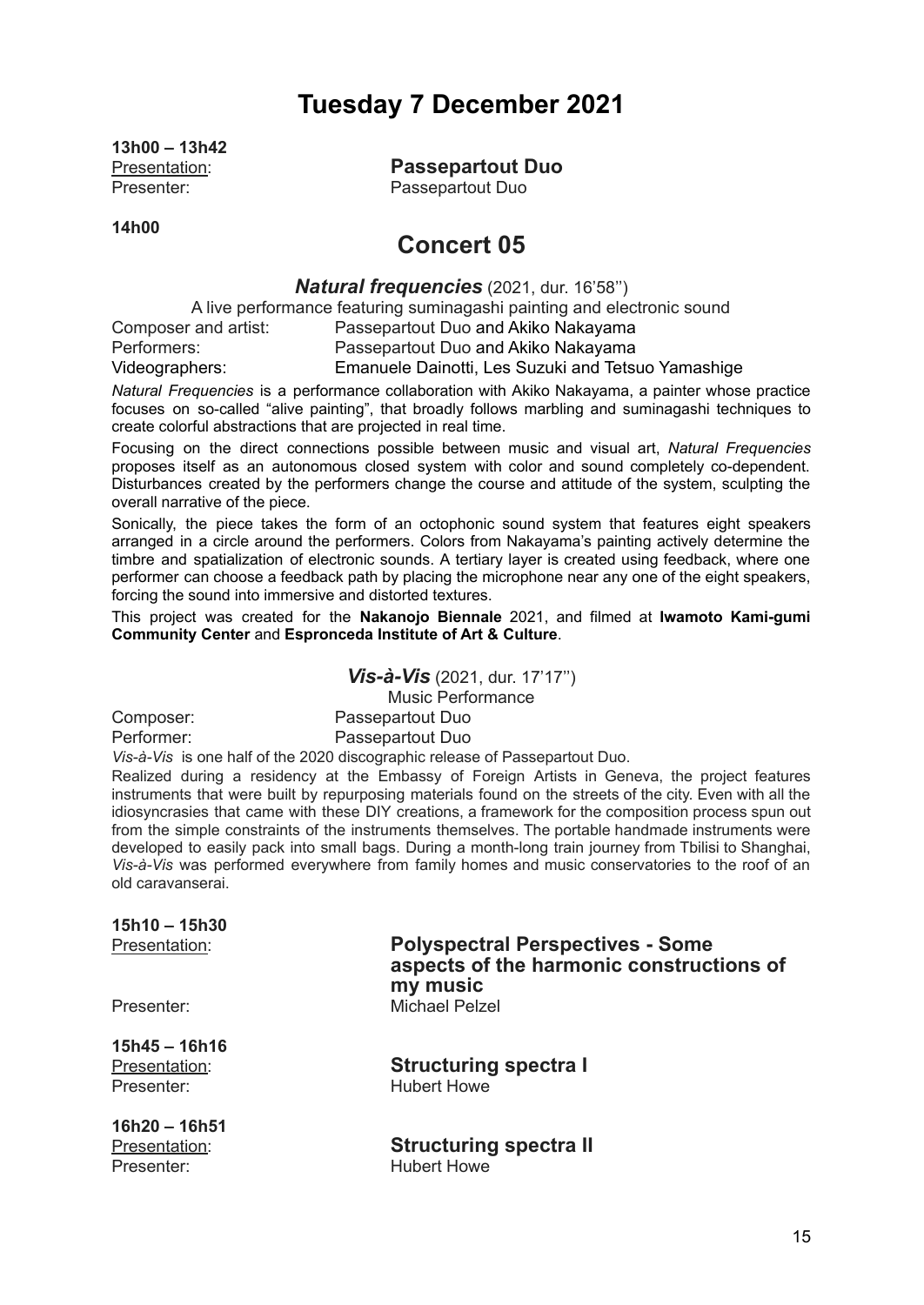# Tuesday 7 December 2021

**13h00 – 13h42**

Presentation: **Passepartout Duo**
Presenter: Passepartout Duo

**14h00**

## Concert 05

### *Natural frequencies* (2021, dur. 16'58'')

A live performance featuring suminagashi painting and electronic sound

Composer and artist: Passepartout Duo and Akiko Nakayama
Performers: Passepartout Duo and Akiko Nakayama
Videographers: Emanuele Dainotti, Les Suzuki and Tetsuo Yamashige

*Natural Frequencies* is a performance collaboration with Akiko Nakayama, a painter whose practice focuses on so-called "alive painting", that broadly follows marbling and suminagashi techniques to create colorful abstractions that are projected in real time.

Focusing on the direct connections possible between music and visual art, *Natural Frequencies* proposes itself as an autonomous closed system with color and sound completely co-dependent. Disturbances created by the performers change the course and attitude of the system, sculpting the overall narrative of the piece.

Sonically, the piece takes the form of an octophonic sound system that features eight speakers arranged in a circle around the performers. Colors from Nakayama's painting actively determine the timbre and spatialization of electronic sounds. A tertiary layer is created using feedback, where one performer can choose a feedback path by placing the microphone near any one of the eight speakers, forcing the sound into immersive and distorted textures.

This project was created for the **Nakanojo Biennale** 2021, and filmed at **Iwamoto Kami-gumi Community Center** and **Espronceda Institute of Art & Culture**.

### *Vis-à-Vis* (2021, dur. 17'17'')

Music Performance

Composer: Passepartout Duo
Performer: Passepartout Duo

*Vis-à-Vis* is one half of the 2020 discographic release of Passepartout Duo.

Realized during a residency at the Embassy of Foreign Artists in Geneva, the project features instruments that were built by repurposing materials found on the streets of the city. Even with all the idiosyncrasies that came with these DIY creations, a framework for the composition process spun out from the simple constraints of the instruments themselves. The portable handmade instruments were developed to easily pack into small bags. During a month-long train journey from Tbilisi to Shanghai, *Vis-à-Vis* was performed everywhere from family homes and music conservatories to the roof of an old caravanserai.

**15h10 – 15h30**

Presentation: **Polyspectral Perspectives - Some aspects of the harmonic constructions of my music**
Presenter: Michael Pelzel

**15h45 – 16h16**

Presentation: **Structuring spectra I**
Presenter: Hubert Howe

**16h20 – 16h51**

Presentation: **Structuring spectra II**
Presenter: Hubert Howe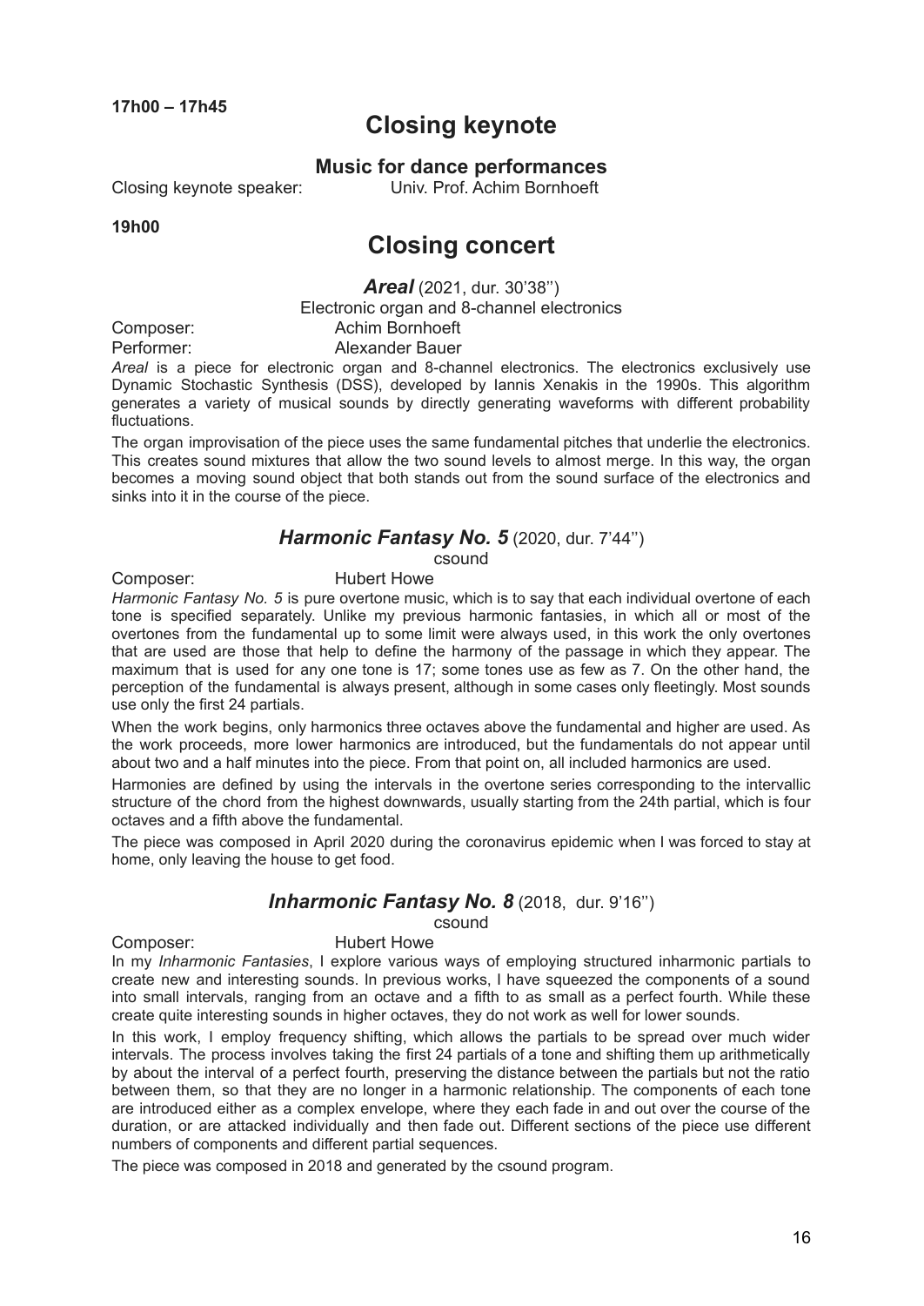**17h00 – 17h45**

## Closing keynote

### Music for dance performances

Closing keynote speaker: Univ. Prof. Achim Bornhoeft

**19h00**

## Closing concert

### *Areal* (2021, dur. 30'38'')

Electronic organ and 8-channel electronics

Composer: Achim Bornhoeft

Performer: Alexander Bauer

*Areal* is a piece for electronic organ and 8-channel electronics. The electronics exclusively use Dynamic Stochastic Synthesis (DSS), developed by Iannis Xenakis in the 1990s. This algorithm generates a variety of musical sounds by directly generating waveforms with different probability fluctuations.

The organ improvisation of the piece uses the same fundamental pitches that underlie the electronics. This creates sound mixtures that allow the two sound levels to almost merge. In this way, the organ becomes a moving sound object that both stands out from the sound surface of the electronics and sinks into it in the course of the piece.

### *Harmonic Fantasy No. 5* (2020, dur. 7'44'')

csound

Composer: Hubert Howe

*Harmonic Fantasy No. 5* is pure overtone music, which is to say that each individual overtone of each tone is specified separately. Unlike my previous harmonic fantasies, in which all or most of the overtones from the fundamental up to some limit were always used, in this work the only overtones that are used are those that help to define the harmony of the passage in which they appear. The maximum that is used for any one tone is 17; some tones use as few as 7. On the other hand, the perception of the fundamental is always present, although in some cases only fleetingly. Most sounds use only the first 24 partials.

When the work begins, only harmonics three octaves above the fundamental and higher are used. As the work proceeds, more lower harmonics are introduced, but the fundamentals do not appear until about two and a half minutes into the piece. From that point on, all included harmonics are used.

Harmonies are defined by using the intervals in the overtone series corresponding to the intervallic structure of the chord from the highest downwards, usually starting from the 24th partial, which is four octaves and a fifth above the fundamental.

The piece was composed in April 2020 during the coronavirus epidemic when I was forced to stay at home, only leaving the house to get food.

### *Inharmonic Fantasy No. 8* (2018, dur. 9'16'')

csound

Composer: Hubert Howe

In my *Inharmonic Fantasies*, I explore various ways of employing structured inharmonic partials to create new and interesting sounds. In previous works, I have squeezed the components of a sound into small intervals, ranging from an octave and a fifth to as small as a perfect fourth. While these create quite interesting sounds in higher octaves, they do not work as well for lower sounds.

In this work, I employ frequency shifting, which allows the partials to be spread over much wider intervals. The process involves taking the first 24 partials of a tone and shifting them up arithmetically by about the interval of a perfect fourth, preserving the distance between the partials but not the ratio between them, so that they are no longer in a harmonic relationship. The components of each tone are introduced either as a complex envelope, where they each fade in and out over the course of the duration, or are attacked individually and then fade out. Different sections of the piece use different numbers of components and different partial sequences.

The piece was composed in 2018 and generated by the csound program.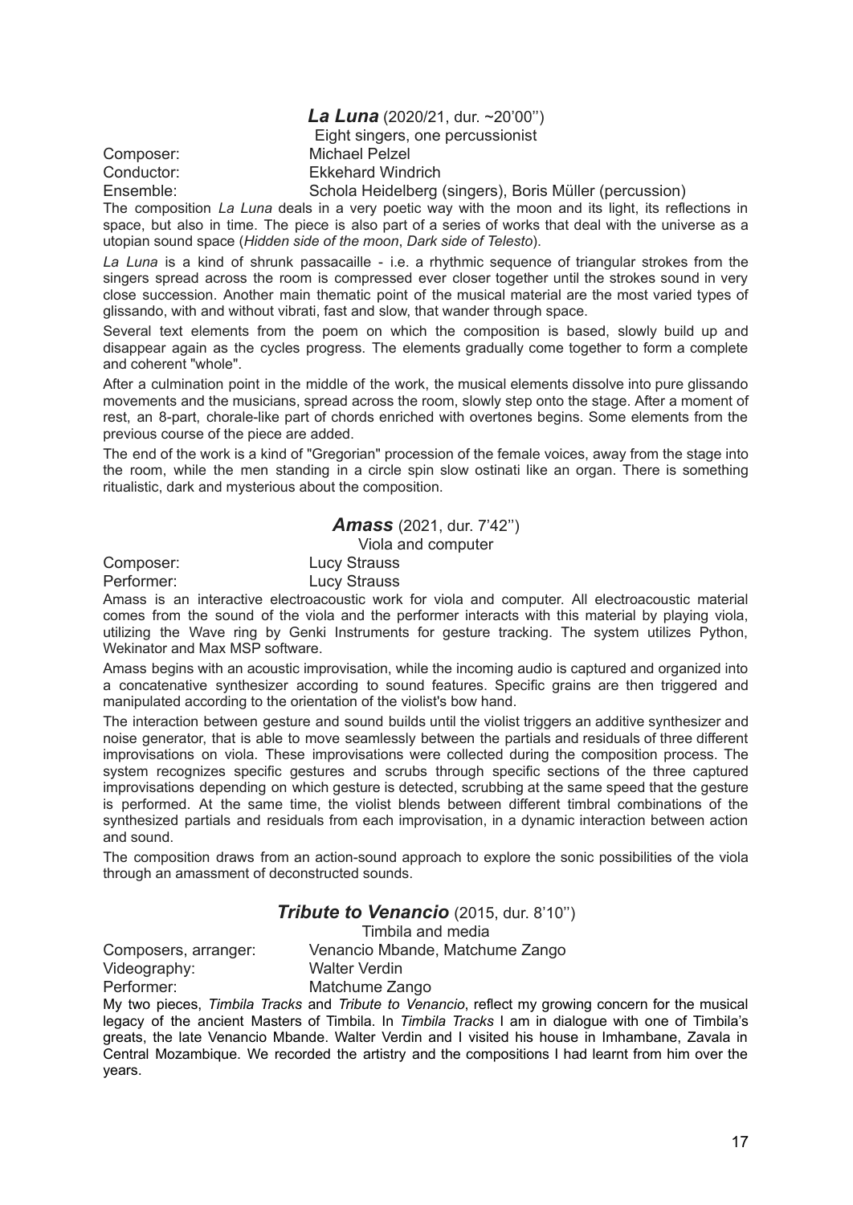## *La Luna* (2020/21, dur. ~20'00'')

Eight singers, one percussionist

Composer: Michael Pelzel
Conductor: Ekkehard Windrich
Ensemble: Schola Heidelberg (singers), Boris Müller (percussion)

The composition *La Luna* deals in a very poetic way with the moon and its light, its reflections in space, but also in time. The piece is also part of a series of works that deal with the universe as a utopian sound space (*Hidden side of the moon*, *Dark side of Telesto*).

*La Luna* is a kind of shrunk passacaille - i.e. a rhythmic sequence of triangular strokes from the singers spread across the room is compressed ever closer together until the strokes sound in very close succession. Another main thematic point of the musical material are the most varied types of glissando, with and without vibrati, fast and slow, that wander through space.

Several text elements from the poem on which the composition is based, slowly build up and disappear again as the cycles progress. The elements gradually come together to form a complete and coherent "whole".

After a culmination point in the middle of the work, the musical elements dissolve into pure glissando movements and the musicians, spread across the room, slowly step onto the stage. After a moment of rest, an 8-part, chorale-like part of chords enriched with overtones begins. Some elements from the previous course of the piece are added.

The end of the work is a kind of "Gregorian" procession of the female voices, away from the stage into the room, while the men standing in a circle spin slow ostinati like an organ. There is something ritualistic, dark and mysterious about the composition.

## *Amass* (2021, dur. 7'42'')

Viola and computer

Composer: Lucy Strauss
Performer: Lucy Strauss

Amass is an interactive electroacoustic work for viola and computer. All electroacoustic material comes from the sound of the viola and the performer interacts with this material by playing viola, utilizing the Wave ring by Genki Instruments for gesture tracking. The system utilizes Python, Wekinator and Max MSP software.

Amass begins with an acoustic improvisation, while the incoming audio is captured and organized into a concatenative synthesizer according to sound features. Specific grains are then triggered and manipulated according to the orientation of the violist's bow hand.

The interaction between gesture and sound builds until the violist triggers an additive synthesizer and noise generator, that is able to move seamlessly between the partials and residuals of three different improvisations on viola. These improvisations were collected during the composition process. The system recognizes specific gestures and scrubs through specific sections of the three captured improvisations depending on which gesture is detected, scrubbing at the same speed that the gesture is performed. At the same time, the violist blends between different timbral combinations of the synthesized partials and residuals from each improvisation, in a dynamic interaction between action and sound.

The composition draws from an action-sound approach to explore the sonic possibilities of the viola through an amassment of deconstructed sounds.

## *Tribute to Venancio* (2015, dur. 8'10'')

Timbila and media

Composers, arranger: Venancio Mbande, Matchume Zango
Videography: Walter Verdin
Performer: Matchume Zango

My two pieces, *Timbila Tracks* and *Tribute to Venancio*, reflect my growing concern for the musical legacy of the ancient Masters of Timbila. In *Timbila Tracks* I am in dialogue with one of Timbila's greats, the late Venancio Mbande. Walter Verdin and I visited his house in Imhambane, Zavala in Central Mozambique. We recorded the artistry and the compositions I had learnt from him over the years.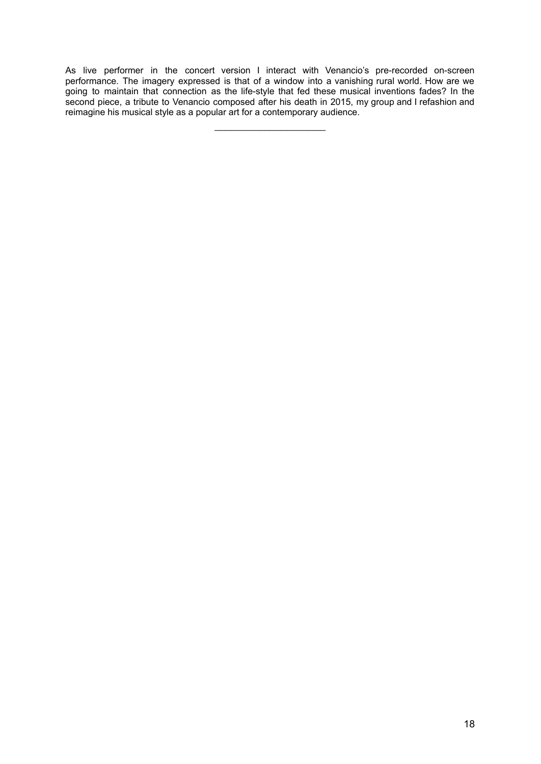As live performer in the concert version I interact with Venancio's pre-recorded on-screen performance. The imagery expressed is that of a window into a vanishing rural world. How are we going to maintain that connection as the life-style that fed these musical inventions fades? In the second piece, a tribute to Venancio composed after his death in 2015, my group and I refashion and reimagine his musical style as a popular art for a contemporary audience.

---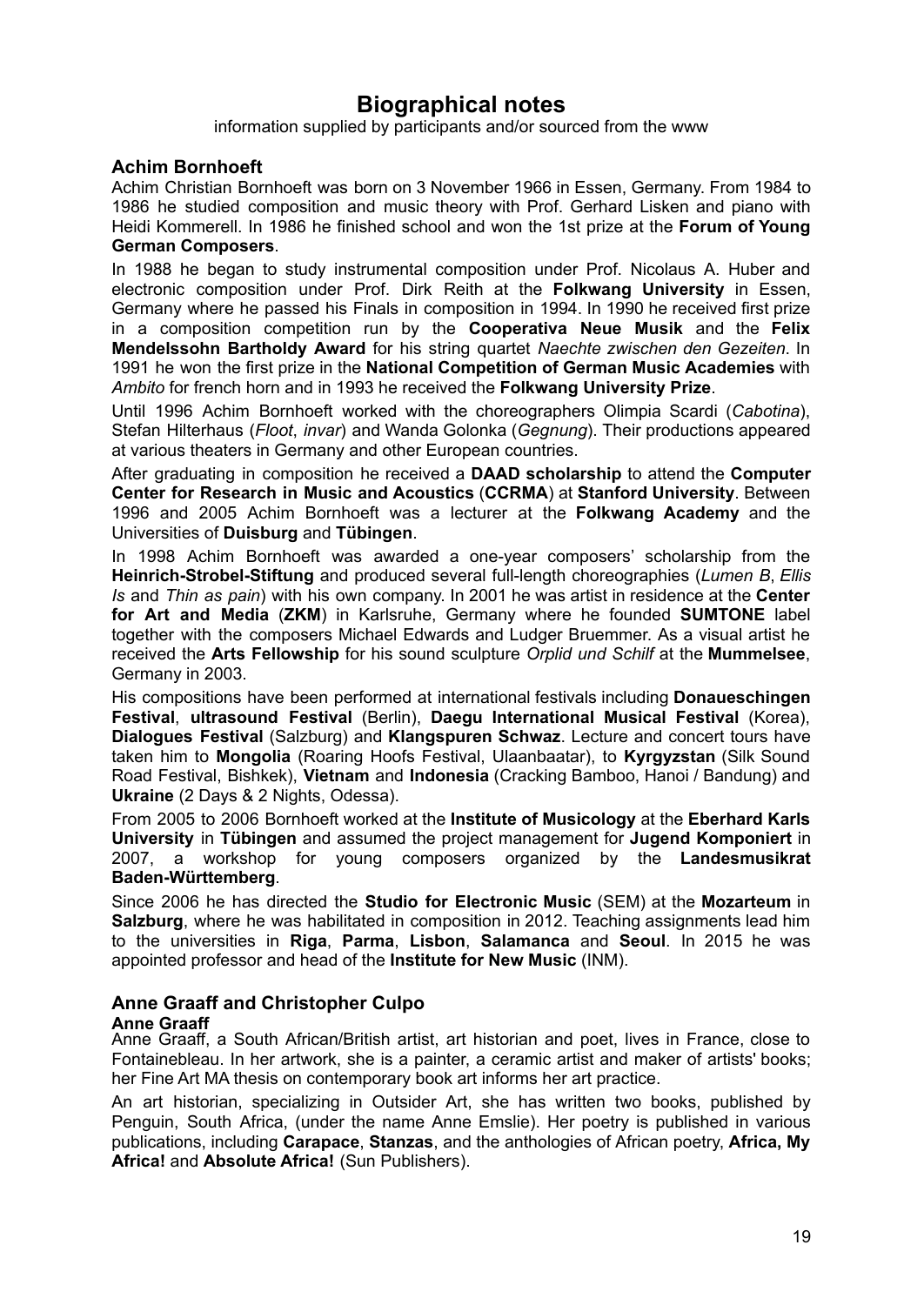# Biographical notes

information supplied by participants and/or sourced from the www

## Achim Bornhoeft

Achim Christian Bornhoeft was born on 3 November 1966 in Essen, Germany. From 1984 to 1986 he studied composition and music theory with Prof. Gerhard Lisken and piano with Heidi Kommerell. In 1986 he finished school and won the 1st prize at the **Forum of Young German Composers**.

In 1988 he began to study instrumental composition under Prof. Nicolaus A. Huber and electronic composition under Prof. Dirk Reith at the **Folkwang University** in Essen, Germany where he passed his Finals in composition in 1994. In 1990 he received first prize in a composition competition run by the **Cooperativa Neue Musik** and the **Felix Mendelssohn Bartholdy Award** for his string quartet *Naechte zwischen den Gezeiten*. In 1991 he won the first prize in the **National Competition of German Music Academies** with *Ambito* for french horn and in 1993 he received the **Folkwang University Prize**.

Until 1996 Achim Bornhoeft worked with the choreographers Olimpia Scardi (*Cabotina*), Stefan Hilterhaus (*Floot*, *invar*) and Wanda Golonka (*Gegnung*). Their productions appeared at various theaters in Germany and other European countries.

After graduating in composition he received a **DAAD scholarship** to attend the **Computer Center for Research in Music and Acoustics** (**CCRMA**) at **Stanford University**. Between 1996 and 2005 Achim Bornhoeft was a lecturer at the **Folkwang Academy** and the Universities of **Duisburg** and **Tübingen**.

In 1998 Achim Bornhoeft was awarded a one-year composers' scholarship from the **Heinrich-Strobel-Stiftung** and produced several full-length choreographies (*Lumen B*, *Ellis Is* and *Thin as pain*) with his own company. In 2001 he was artist in residence at the **Center for Art and Media** (**ZKM**) in Karlsruhe, Germany where he founded **SUMTONE** label together with the composers Michael Edwards and Ludger Bruemmer. As a visual artist he received the **Arts Fellowship** for his sound sculpture *Orplid und Schilf* at the **Mummelsee**, Germany in 2003.

His compositions have been performed at international festivals including **Donaueschingen Festival**, **ultrasound Festival** (Berlin), **Daegu International Musical Festival** (Korea), **Dialogues Festival** (Salzburg) and **Klangspuren Schwaz**. Lecture and concert tours have taken him to **Mongolia** (Roaring Hoofs Festival, Ulaanbaatar), to **Kyrgyzstan** (Silk Sound Road Festival, Bishkek), **Vietnam** and **Indonesia** (Cracking Bamboo, Hanoi / Bandung) and **Ukraine** (2 Days & 2 Nights, Odessa).

From 2005 to 2006 Bornhoeft worked at the **Institute of Musicology** at the **Eberhard Karls University** in **Tübingen** and assumed the project management for **Jugend Komponiert** in 2007, a workshop for young composers organized by the **Landesmusikrat Baden-Württemberg**.

Since 2006 he has directed the **Studio for Electronic Music** (SEM) at the **Mozarteum** in **Salzburg**, where he was habilitated in composition in 2012. Teaching assignments lead him to the universities in **Riga**, **Parma**, **Lisbon**, **Salamanca** and **Seoul**. In 2015 he was appointed professor and head of the **Institute for New Music** (INM).

## Anne Graaff and Christopher Culpo

### Anne Graaff

Anne Graaff, a South African/British artist, art historian and poet, lives in France, close to Fontainebleau. In her artwork, she is a painter, a ceramic artist and maker of artists' books; her Fine Art MA thesis on contemporary book art informs her art practice.

An art historian, specializing in Outsider Art, she has written two books, published by Penguin, South Africa, (under the name Anne Emslie). Her poetry is published in various publications, including **Carapace**, **Stanzas**, and the anthologies of African poetry, **Africa, My Africa!** and **Absolute Africa!** (Sun Publishers).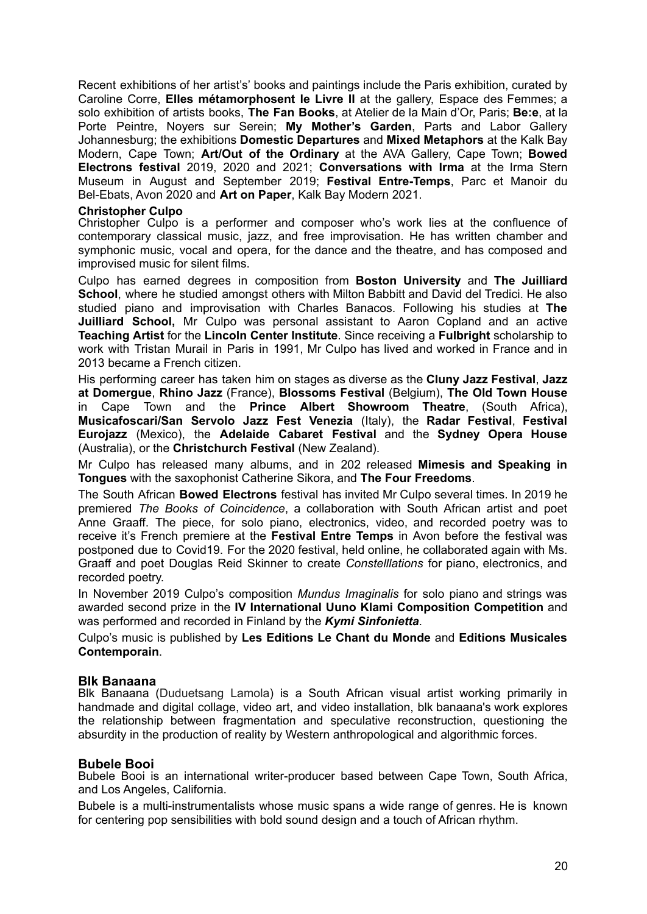Recent exhibitions of her artist's' books and paintings include the Paris exhibition, curated by Caroline Corre, **Elles métamorphosent le Livre II** at the gallery, Espace des Femmes; a solo exhibition of artists books, **The Fan Books**, at Atelier de la Main d'Or, Paris; **Be:e**, at la Porte Peintre, Noyers sur Serein; **My Mother's Garden**, Parts and Labor Gallery Johannesburg; the exhibitions **Domestic Departures** and **Mixed Metaphors** at the Kalk Bay Modern, Cape Town; **Art/Out of the Ordinary** at the AVA Gallery, Cape Town; **Bowed Electrons festival** 2019, 2020 and 2021; **Conversations with Irma** at the Irma Stern Museum in August and September 2019; **Festival Entre-Temps**, Parc et Manoir du Bel-Ebats, Avon 2020 and **Art on Paper**, Kalk Bay Modern 2021.

**Christopher Culpo**

Christopher Culpo is a performer and composer who's work lies at the confluence of contemporary classical music, jazz, and free improvisation. He has written chamber and symphonic music, vocal and opera, for the dance and the theatre, and has composed and improvised music for silent films.

Culpo has earned degrees in composition from **Boston University** and **The Juilliard School**, where he studied amongst others with Milton Babbitt and David del Tredici. He also studied piano and improvisation with Charles Banacos. Following his studies at **The Juilliard School,** Mr Culpo was personal assistant to Aaron Copland and an active **Teaching Artist** for the **Lincoln Center Institute**. Since receiving a **Fulbright** scholarship to work with Tristan Murail in Paris in 1991, Mr Culpo has lived and worked in France and in 2013 became a French citizen.

His performing career has taken him on stages as diverse as the **Cluny Jazz Festival**, **Jazz at Domergue**, **Rhino Jazz** (France), **Blossoms Festival** (Belgium), **The Old Town House** in Cape Town and the **Prince Albert Showroom Theatre**, (South Africa), **Musicafoscari/San Servolo Jazz Fest Venezia** (Italy), the **Radar Festival**, **Festival Eurojazz** (Mexico), the **Adelaide Cabaret Festival** and the **Sydney Opera House** (Australia), or the **Christchurch Festival** (New Zealand).

Mr Culpo has released many albums, and in 202 released **Mimesis and Speaking in Tongues** with the saxophonist Catherine Sikora, and **The Four Freedoms**.

The South African **Bowed Electrons** festival has invited Mr Culpo several times. In 2019 he premiered *The Books of Coincidence*, a collaboration with South African artist and poet Anne Graaff. The piece, for solo piano, electronics, video, and recorded poetry was to receive it's French premiere at the **Festival Entre Temps** in Avon before the festival was postponed due to Covid19. For the 2020 festival, held online, he collaborated again with Ms. Graaff and poet Douglas Reid Skinner to create *Constelllations* for piano, electronics, and recorded poetry.

In November 2019 Culpo's composition *Mundus Imaginalis* for solo piano and strings was awarded second prize in the **IV International Uuno Klami Composition Competition** and was performed and recorded in Finland by the ***Kymi Sinfonietta***.

Culpo's music is published by **Les Editions Le Chant du Monde** and **Editions Musicales Contemporain**.

### Blk Banaana

Blk Banaana (Duduetsang Lamola) is a South African visual artist working primarily in handmade and digital collage, video art, and video installation, blk banaana's work explores the relationship between fragmentation and speculative reconstruction, questioning the absurdity in the production of reality by Western anthropological and algorithmic forces.

### Bubele Booi

Bubele Booi is an international writer-producer based between Cape Town, South Africa, and Los Angeles, California.

Bubele is a multi-instrumentalists whose music spans a wide range of genres. He is known for centering pop sensibilities with bold sound design and a touch of African rhythm.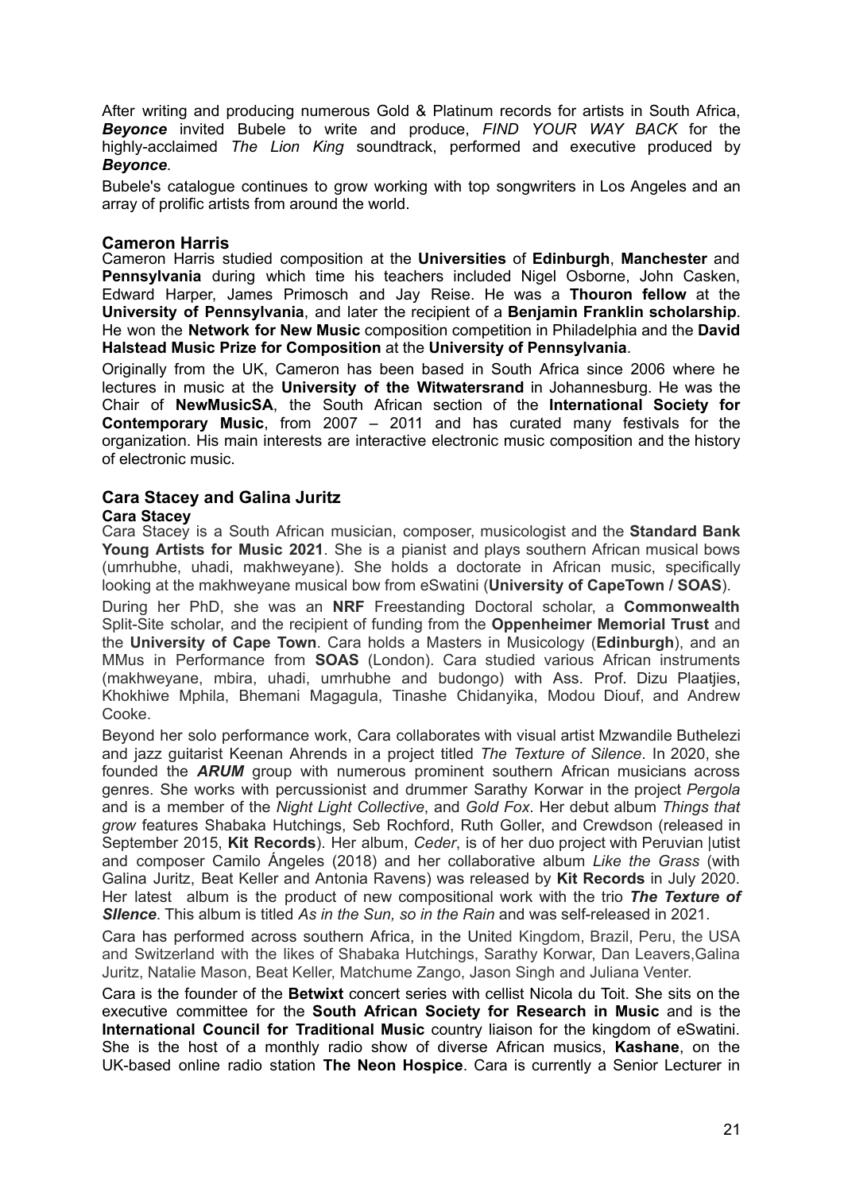After writing and producing numerous Gold & Platinum records for artists in South Africa, ***Beyonce*** invited Bubele to write and produce, *FIND YOUR WAY BACK* for the highly-acclaimed *The Lion King* soundtrack, performed and executive produced by ***Beyonce***.

Bubele's catalogue continues to grow working with top songwriters in Los Angeles and an array of prolific artists from around the world.

### Cameron Harris

Cameron Harris studied composition at the **Universities** of **Edinburgh**, **Manchester** and **Pennsylvania** during which time his teachers included Nigel Osborne, John Casken, Edward Harper, James Primosch and Jay Reise. He was a **Thouron fellow** at the **University of Pennsylvania**, and later the recipient of a **Benjamin Franklin scholarship**. He won the **Network for New Music** composition competition in Philadelphia and the **David Halstead Music Prize for Composition** at the **University of Pennsylvania**.

Originally from the UK, Cameron has been based in South Africa since 2006 where he lectures in music at the **University of the Witwatersrand** in Johannesburg. He was the Chair of **NewMusicSA**, the South African section of the **International Society for Contemporary Music**, from 2007 – 2011 and has curated many festivals for the organization. His main interests are interactive electronic music composition and the history of electronic music.

### Cara Stacey and Galina Juritz

#### Cara Stacey

Cara Stacey is a South African musician, composer, musicologist and the **Standard Bank Young Artists for Music 2021**. She is a pianist and plays southern African musical bows (umrhubhe, uhadi, makhweyane). She holds a doctorate in African music, specifically looking at the makhweyane musical bow from eSwatini (**University of CapeTown / SOAS**).

During her PhD, she was an **NRF** Freestanding Doctoral scholar, a **Commonwealth** Split-Site scholar, and the recipient of funding from the **Oppenheimer Memorial Trust** and the **University of Cape Town**. Cara holds a Masters in Musicology (**Edinburgh**), and an MMus in Performance from **SOAS** (London). Cara studied various African instruments (makhweyane, mbira, uhadi, umrhubhe and budongo) with Ass. Prof. Dizu Plaatjies, Khokhiwe Mphila, Bhemani Magagula, Tinashe Chidanyika, Modou Diouf, and Andrew Cooke.

Beyond her solo performance work, Cara collaborates with visual artist Mzwandile Buthelezi and jazz guitarist Keenan Ahrends in a project titled *The Texture of Silence*. In 2020, she founded the ***ARUM*** group with numerous prominent southern African musicians across genres. She works with percussionist and drummer Sarathy Korwar in the project *Pergola* and is a member of the *Night Light Collective*, and *Gold Fox*. Her debut album *Things that grow* features Shabaka Hutchings, Seb Rochford, Ruth Goller, and Crewdson (released in September 2015, **Kit Records**). Her album, *Ceder*, is of her duo project with Peruvian |utist and composer Camilo Ángeles (2018) and her collaborative album *Like the Grass* (with Galina Juritz, Beat Keller and Antonia Ravens) was released by **Kit Records** in July 2020. Her latest album is the product of new compositional work with the trio ***The Texture of SIlence***. This album is titled *As in the Sun, so in the Rain* and was self-released in 2021.

Cara has performed across southern Africa, in the United Kingdom, Brazil, Peru, the USA and Switzerland with the likes of Shabaka Hutchings, Sarathy Korwar, Dan Leavers,Galina Juritz, Natalie Mason, Beat Keller, Matchume Zango, Jason Singh and Juliana Venter.

Cara is the founder of the **Betwixt** concert series with cellist Nicola du Toit. She sits on the executive committee for the **South African Society for Research in Music** and is the **International Council for Traditional Music** country liaison for the kingdom of eSwatini. She is the host of a monthly radio show of diverse African musics, **Kashane**, on the UK-based online radio station **The Neon Hospice**. Cara is currently a Senior Lecturer in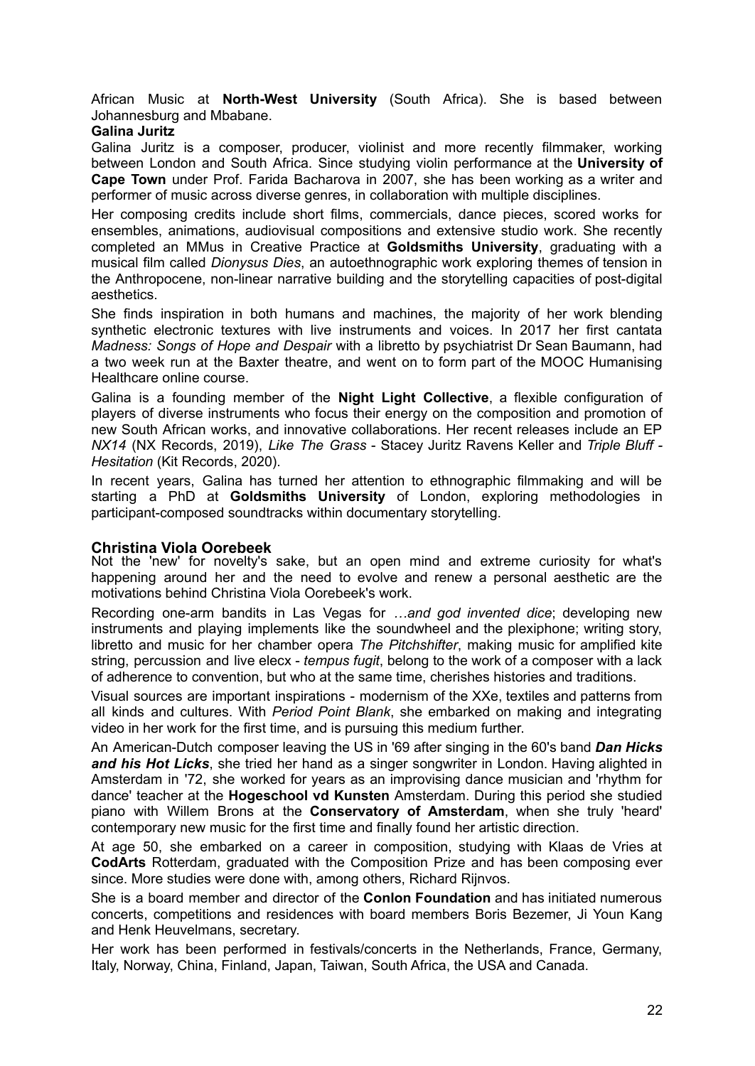African Music at **North-West University** (South Africa). She is based between Johannesburg and Mbabane.

**Galina Juritz**

Galina Juritz is a composer, producer, violinist and more recently filmmaker, working between London and South Africa. Since studying violin performance at the **University of Cape Town** under Prof. Farida Bacharova in 2007, she has been working as a writer and performer of music across diverse genres, in collaboration with multiple disciplines.

Her composing credits include short films, commercials, dance pieces, scored works for ensembles, animations, audiovisual compositions and extensive studio work. She recently completed an MMus in Creative Practice at **Goldsmiths University**, graduating with a musical film called *Dionysus Dies*, an autoethnographic work exploring themes of tension in the Anthropocene, non-linear narrative building and the storytelling capacities of post-digital aesthetics.

She finds inspiration in both humans and machines, the majority of her work blending synthetic electronic textures with live instruments and voices. In 2017 her first cantata *Madness: Songs of Hope and Despair* with a libretto by psychiatrist Dr Sean Baumann, had a two week run at the Baxter theatre, and went on to form part of the MOOC Humanising Healthcare online course.

Galina is a founding member of the **Night Light Collective**, a flexible configuration of players of diverse instruments who focus their energy on the composition and promotion of new South African works, and innovative collaborations. Her recent releases include an EP *NX14* (NX Records, 2019), *Like The Grass* - Stacey Juritz Ravens Keller and *Triple Bluff - Hesitation* (Kit Records, 2020).

In recent years, Galina has turned her attention to ethnographic filmmaking and will be starting a PhD at **Goldsmiths University** of London, exploring methodologies in participant-composed soundtracks within documentary storytelling.

## Christina Viola Oorebeek

Not the 'new' for novelty's sake, but an open mind and extreme curiosity for what's happening around her and the need to evolve and renew a personal aesthetic are the motivations behind Christina Viola Oorebeek's work.

Recording one-arm bandits in Las Vegas for *…and god invented dice*; developing new instruments and playing implements like the soundwheel and the plexiphone; writing story, libretto and music for her chamber opera *The Pitchshifter*, making music for amplified kite string, percussion and live elecx - *tempus fugit*, belong to the work of a composer with a lack of adherence to convention, but who at the same time, cherishes histories and traditions.

Visual sources are important inspirations - modernism of the XXe, textiles and patterns from all kinds and cultures. With *Period Point Blank*, she embarked on making and integrating video in her work for the first time, and is pursuing this medium further.

An American-Dutch composer leaving the US in '69 after singing in the 60's band ***Dan Hicks and his Hot Licks***, she tried her hand as a singer songwriter in London. Having alighted in Amsterdam in '72, she worked for years as an improvising dance musician and 'rhythm for dance' teacher at the **Hogeschool vd Kunsten** Amsterdam. During this period she studied piano with Willem Brons at the **Conservatory of Amsterdam**, when she truly 'heard' contemporary new music for the first time and finally found her artistic direction.

At age 50, she embarked on a career in composition, studying with Klaas de Vries at **CodArts** Rotterdam, graduated with the Composition Prize and has been composing ever since. More studies were done with, among others, Richard Rijnvos.

She is a board member and director of the **Conlon Foundation** and has initiated numerous concerts, competitions and residences with board members Boris Bezemer, Ji Youn Kang and Henk Heuvelmans, secretary.

Her work has been performed in festivals/concerts in the Netherlands, France, Germany, Italy, Norway, China, Finland, Japan, Taiwan, South Africa, the USA and Canada.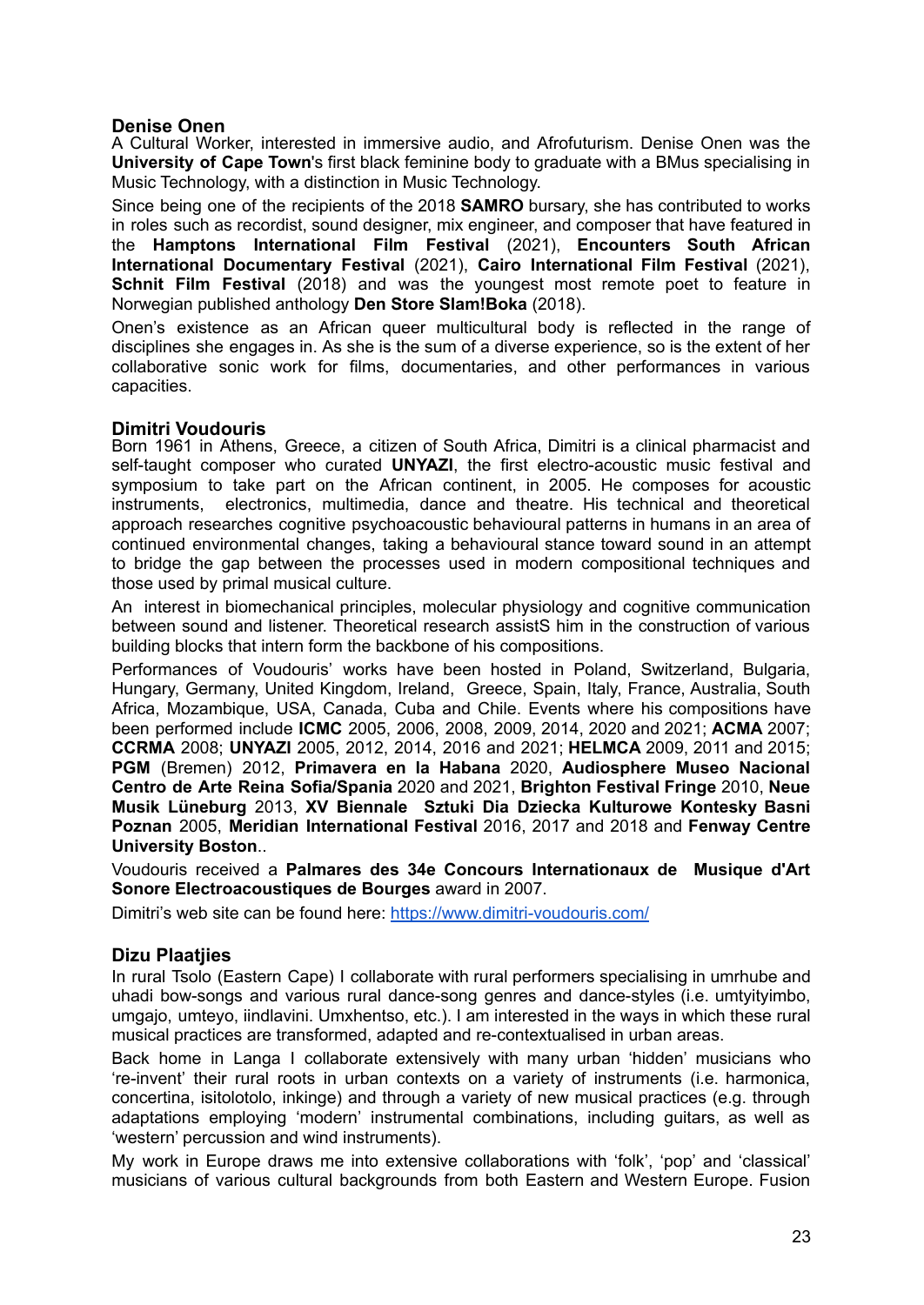### Denise Onen

A Cultural Worker, interested in immersive audio, and Afrofuturism. Denise Onen was the **University of Cape Town**'s first black feminine body to graduate with a BMus specialising in Music Technology, with a distinction in Music Technology.

Since being one of the recipients of the 2018 **SAMRO** bursary, she has contributed to works in roles such as recordist, sound designer, mix engineer, and composer that have featured in the **Hamptons International Film Festival** (2021), **Encounters South African International Documentary Festival** (2021), **Cairo International Film Festival** (2021), **Schnit Film Festival** (2018) and was the youngest most remote poet to feature in Norwegian published anthology **Den Store Slam!Boka** (2018).

Onen's existence as an African queer multicultural body is reflected in the range of disciplines she engages in. As she is the sum of a diverse experience, so is the extent of her collaborative sonic work for films, documentaries, and other performances in various capacities.

### Dimitri Voudouris

Born 1961 in Athens, Greece, a citizen of South Africa, Dimitri is a clinical pharmacist and self-taught composer who curated **UNYAZI**, the first electro-acoustic music festival and symposium to take part on the African continent, in 2005. He composes for acoustic instruments, electronics, multimedia, dance and theatre. His technical and theoretical approach researches cognitive psychoacoustic behavioural patterns in humans in an area of continued environmental changes, taking a behavioural stance toward sound in an attempt to bridge the gap between the processes used in modern compositional techniques and those used by primal musical culture.

An interest in biomechanical principles, molecular physiology and cognitive communication between sound and listener. Theoretical research assistS him in the construction of various building blocks that intern form the backbone of his compositions.

Performances of Voudouris' works have been hosted in Poland, Switzerland, Bulgaria, Hungary, Germany, United Kingdom, Ireland, Greece, Spain, Italy, France, Australia, South Africa, Mozambique, USA, Canada, Cuba and Chile. Events where his compositions have been performed include **ICMC** 2005, 2006, 2008, 2009, 2014, 2020 and 2021; **ACMA** 2007; **CCRMA** 2008; **UNYAZI** 2005, 2012, 2014, 2016 and 2021; **HELMCA** 2009, 2011 and 2015; **PGM** (Bremen) 2012, **Primavera en la Habana** 2020, **Audiosphere Museo Nacional Centro de Arte Reina Sofia/Spania** 2020 and 2021, **Brighton Festival Fringe** 2010, **Neue Musik Lüneburg** 2013, **XV Biennale Sztuki Dia Dziecka Kulturowe Kontesky Basni Poznan** 2005, **Meridian International Festival** 2016, 2017 and 2018 and **Fenway Centre University Boston**..

Voudouris received a **Palmares des 34e Concours Internationaux de Musique d'Art Sonore Electroacoustiques de Bourges** award in 2007.

Dimitri's web site can be found here: [https://www.dimitri-voudouris.com/](https://www.dimitri-voudouris.com/)

### Dizu Plaatjies

In rural Tsolo (Eastern Cape) I collaborate with rural performers specialising in umrhube and uhadi bow-songs and various rural dance-song genres and dance-styles (i.e. umtyityimbo, umgajo, umteyo, iindlavini. Umxhentso, etc.). I am interested in the ways in which these rural musical practices are transformed, adapted and re-contextualised in urban areas.

Back home in Langa I collaborate extensively with many urban 'hidden' musicians who 're-invent' their rural roots in urban contexts on a variety of instruments (i.e. harmonica, concertina, isitolotolo, inkinge) and through a variety of new musical practices (e.g. through adaptations employing 'modern' instrumental combinations, including guitars, as well as 'western' percussion and wind instruments).

My work in Europe draws me into extensive collaborations with 'folk', 'pop' and 'classical' musicians of various cultural backgrounds from both Eastern and Western Europe. Fusion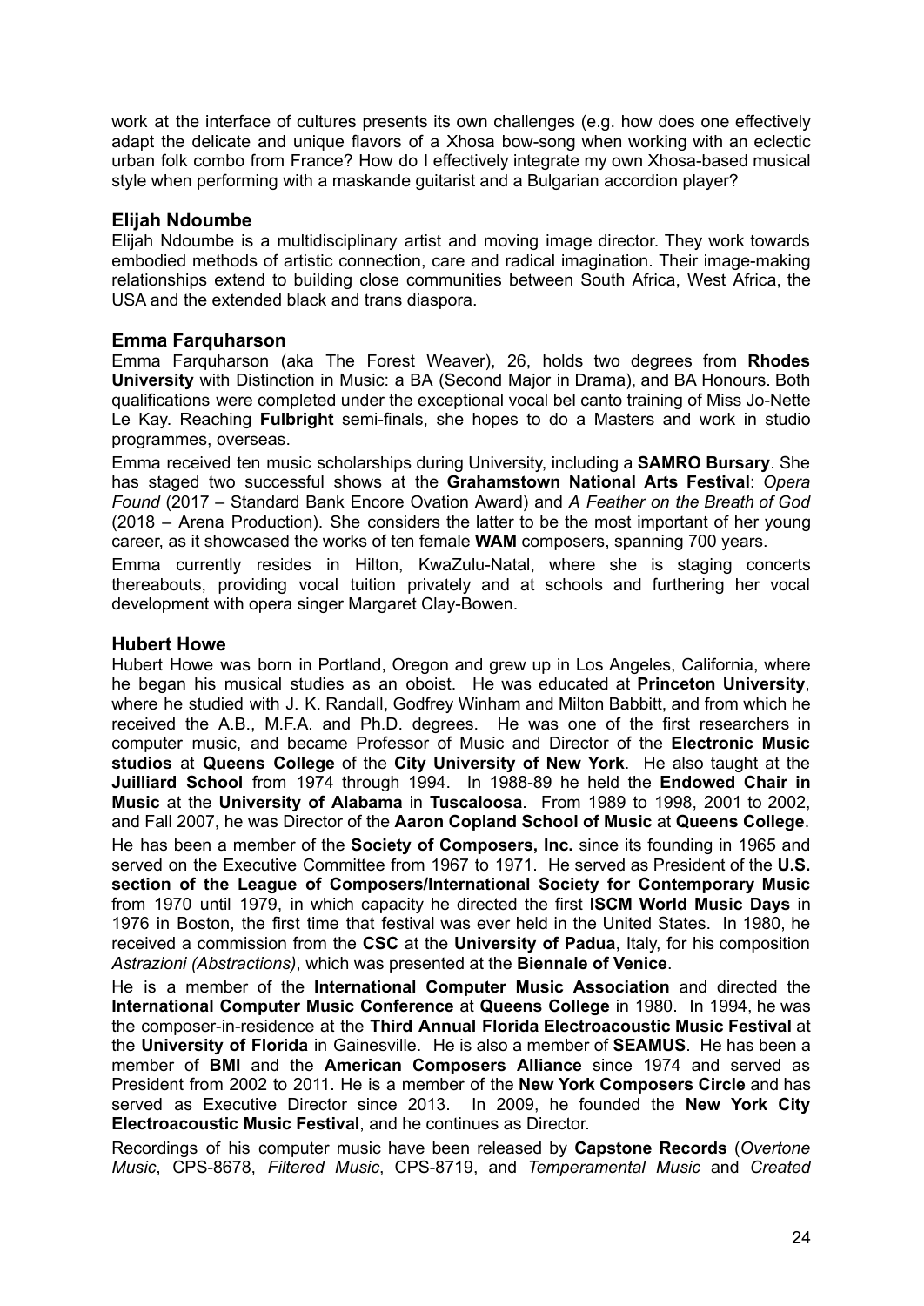work at the interface of cultures presents its own challenges (e.g. how does one effectively adapt the delicate and unique flavors of a Xhosa bow-song when working with an eclectic urban folk combo from France? How do I effectively integrate my own Xhosa-based musical style when performing with a maskande guitarist and a Bulgarian accordion player?

### Elijah Ndoumbe

Elijah Ndoumbe is a multidisciplinary artist and moving image director. They work towards embodied methods of artistic connection, care and radical imagination. Their image-making relationships extend to building close communities between South Africa, West Africa, the USA and the extended black and trans diaspora.

### Emma Farquharson

Emma Farquharson (aka The Forest Weaver), 26, holds two degrees from **Rhodes University** with Distinction in Music: a BA (Second Major in Drama), and BA Honours. Both qualifications were completed under the exceptional vocal bel canto training of Miss Jo-Nette Le Kay. Reaching **Fulbright** semi-finals, she hopes to do a Masters and work in studio programmes, overseas.

Emma received ten music scholarships during University, including a **SAMRO Bursary**. She has staged two successful shows at the **Grahamstown National Arts Festival**: *Opera Found* (2017 – Standard Bank Encore Ovation Award) and *A Feather on the Breath of God* (2018 – Arena Production). She considers the latter to be the most important of her young career, as it showcased the works of ten female **WAM** composers, spanning 700 years.

Emma currently resides in Hilton, KwaZulu-Natal, where she is staging concerts thereabouts, providing vocal tuition privately and at schools and furthering her vocal development with opera singer Margaret Clay-Bowen.

### Hubert Howe

Hubert Howe was born in Portland, Oregon and grew up in Los Angeles, California, where he began his musical studies as an oboist. He was educated at **Princeton University**, where he studied with J. K. Randall, Godfrey Winham and Milton Babbitt, and from which he received the A.B., M.F.A. and Ph.D. degrees. He was one of the first researchers in computer music, and became Professor of Music and Director of the **Electronic Music studios** at **Queens College** of the **City University of New York**. He also taught at the **Juilliard School** from 1974 through 1994. In 1988-89 he held the **Endowed Chair in Music** at the **University of Alabama** in **Tuscaloosa**. From 1989 to 1998, 2001 to 2002, and Fall 2007, he was Director of the **Aaron Copland School of Music** at **Queens College**.

He has been a member of the **Society of Composers, Inc.** since its founding in 1965 and served on the Executive Committee from 1967 to 1971. He served as President of the **U.S. section of the League of Composers/International Society for Contemporary Music** from 1970 until 1979, in which capacity he directed the first **ISCM World Music Days** in 1976 in Boston, the first time that festival was ever held in the United States. In 1980, he received a commission from the **CSC** at the **University of Padua**, Italy, for his composition *Astrazioni (Abstractions)*, which was presented at the **Biennale of Venice**.

He is a member of the **International Computer Music Association** and directed the **International Computer Music Conference** at **Queens College** in 1980. In 1994, he was the composer-in-residence at the **Third Annual Florida Electroacoustic Music Festival** at the **University of Florida** in Gainesville. He is also a member of **SEAMUS**. He has been a member of **BMI** and the **American Composers Alliance** since 1974 and served as President from 2002 to 2011. He is a member of the **New York Composers Circle** and has served as Executive Director since 2013. In 2009, he founded the **New York City Electroacoustic Music Festival**, and he continues as Director.

Recordings of his computer music have been released by **Capstone Records** (*Overtone Music*, CPS-8678, *Filtered Music*, CPS-8719, and *Temperamental Music* and *Created*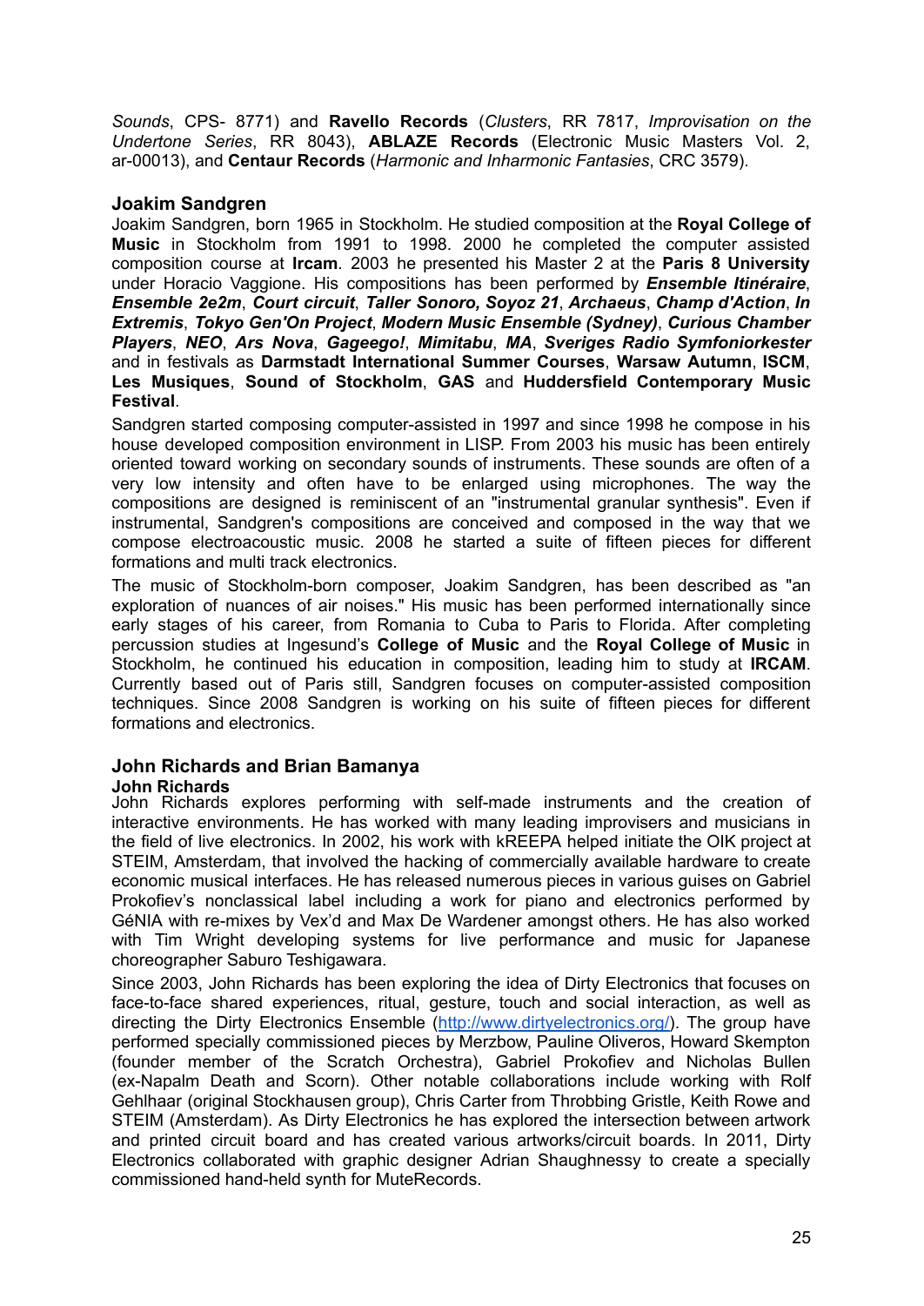*Sounds*, CPS- 8771) and **Ravello Records** (*Clusters*, RR 7817, *Improvisation on the Undertone Series*, RR 8043), **ABLAZE Records** (Electronic Music Masters Vol. 2, ar-00013), and **Centaur Records** (*Harmonic and Inharmonic Fantasies*, CRC 3579).

## Joakim Sandgren

Joakim Sandgren, born 1965 in Stockholm. He studied composition at the **Royal College of Music** in Stockholm from 1991 to 1998. 2000 he completed the computer assisted composition course at **Ircam**. 2003 he presented his Master 2 at the **Paris 8 University** under Horacio Vaggione. His compositions has been performed by ***Ensemble Itinéraire***, ***Ensemble 2e2m***, ***Court circuit***, ***Taller Sonoro, Soyoz 21***, ***Archaeus***, ***Champ d'Action***, ***In Extremis***, ***Tokyo Gen'On Project***, ***Modern Music Ensemble (Sydney)***, ***Curious Chamber Players***, ***NEO***, ***Ars Nova***, ***Gageego!***, ***Mimitabu***, ***MA***, ***Sveriges Radio Symfoniorkester*** and in festivals as **Darmstadt International Summer Courses**, **Warsaw Autumn**, **ISCM**, **Les Musiques**, **Sound of Stockholm**, **GAS** and **Huddersfield Contemporary Music Festival**.

Sandgren started composing computer-assisted in 1997 and since 1998 he compose in his house developed composition environment in LISP. From 2003 his music has been entirely oriented toward working on secondary sounds of instruments. These sounds are often of a very low intensity and often have to be enlarged using microphones. The way the compositions are designed is reminiscent of an "instrumental granular synthesis". Even if instrumental, Sandgren's compositions are conceived and composed in the way that we compose electroacoustic music. 2008 he started a suite of fifteen pieces for different formations and multi track electronics.

The music of Stockholm-born composer, Joakim Sandgren, has been described as "an exploration of nuances of air noises." His music has been performed internationally since early stages of his career, from Romania to Cuba to Paris to Florida. After completing percussion studies at Ingesund's **College of Music** and the **Royal College of Music** in Stockholm, he continued his education in composition, leading him to study at **IRCAM**. Currently based out of Paris still, Sandgren focuses on computer-assisted composition techniques. Since 2008 Sandgren is working on his suite of fifteen pieces for different formations and electronics.

## John Richards and Brian Bamanya

### John Richards

John Richards explores performing with self-made instruments and the creation of interactive environments. He has worked with many leading improvisers and musicians in the field of live electronics. In 2002, his work with kREEPA helped initiate the OIK project at STEIM, Amsterdam, that involved the hacking of commercially available hardware to create economic musical interfaces. He has released numerous pieces in various guises on Gabriel Prokofiev's nonclassical label including a work for piano and electronics performed by GéNIA with re-mixes by Vex'd and Max De Wardener amongst others. He has also worked with Tim Wright developing systems for live performance and music for Japanese choreographer Saburo Teshigawara.

Since 2003, John Richards has been exploring the idea of Dirty Electronics that focuses on face-to-face shared experiences, ritual, gesture, touch and social interaction, as well as directing the Dirty Electronics Ensemble (http://www.dirtyelectronics.org/). The group have performed specially commissioned pieces by Merzbow, Pauline Oliveros, Howard Skempton (founder member of the Scratch Orchestra), Gabriel Prokofiev and Nicholas Bullen (ex-Napalm Death and Scorn). Other notable collaborations include working with Rolf Gehlhaar (original Stockhausen group), Chris Carter from Throbbing Gristle, Keith Rowe and STEIM (Amsterdam). As Dirty Electronics he has explored the intersection between artwork and printed circuit board and has created various artworks/circuit boards. In 2011, Dirty Electronics collaborated with graphic designer Adrian Shaughnessy to create a specially commissioned hand-held synth for MuteRecords.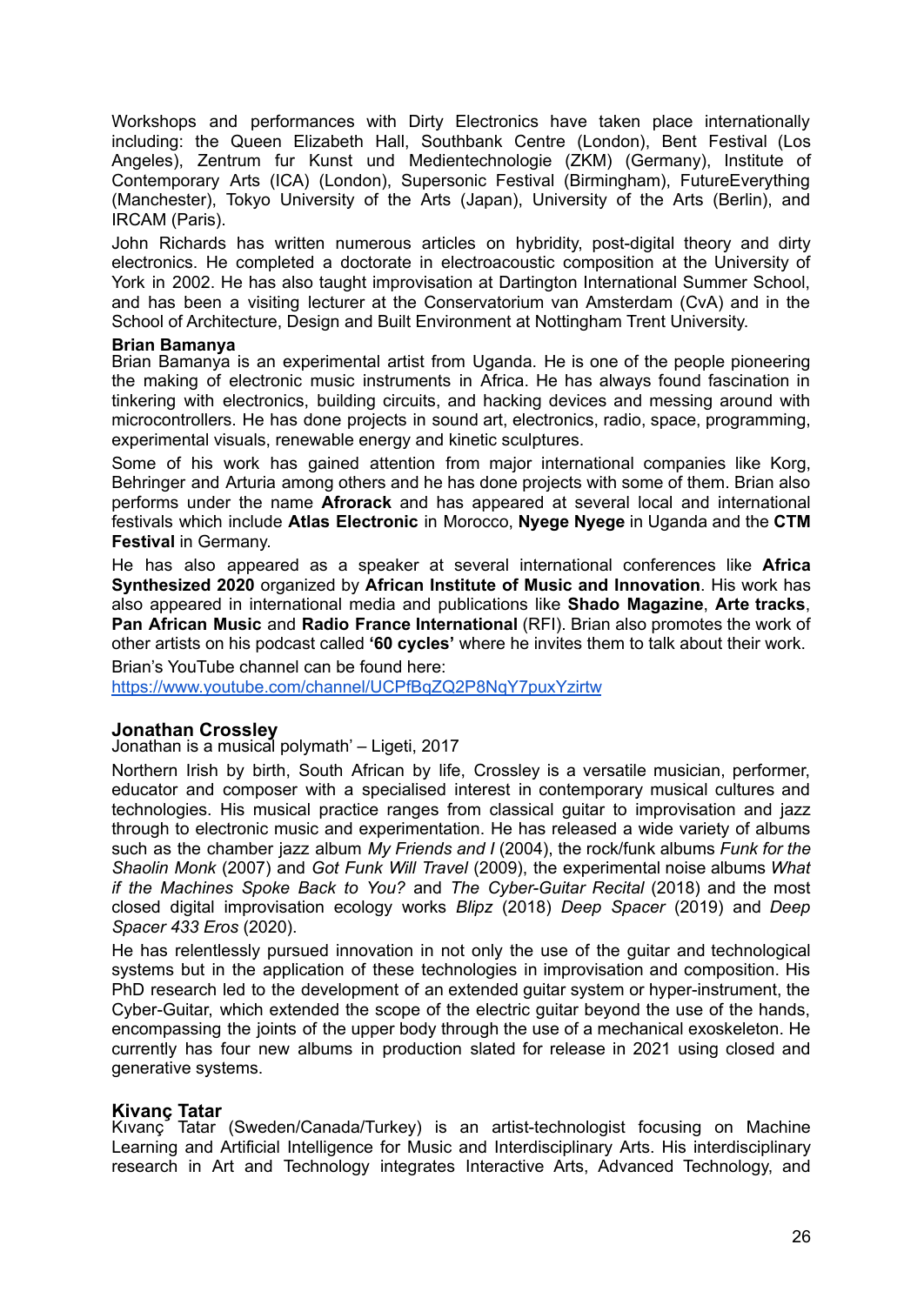Workshops and performances with Dirty Electronics have taken place internationally including: the Queen Elizabeth Hall, Southbank Centre (London), Bent Festival (Los Angeles), Zentrum fur Kunst und Medientechnologie (ZKM) (Germany), Institute of Contemporary Arts (ICA) (London), Supersonic Festival (Birmingham), FutureEverything (Manchester), Tokyo University of the Arts (Japan), University of the Arts (Berlin), and IRCAM (Paris).

John Richards has written numerous articles on hybridity, post-digital theory and dirty electronics. He completed a doctorate in electroacoustic composition at the University of York in 2002. He has also taught improvisation at Dartington International Summer School, and has been a visiting lecturer at the Conservatorium van Amsterdam (CvA) and in the School of Architecture, Design and Built Environment at Nottingham Trent University.

**Brian Bamanya**

Brian Bamanya is an experimental artist from Uganda. He is one of the people pioneering the making of electronic music instruments in Africa. He has always found fascination in tinkering with electronics, building circuits, and hacking devices and messing around with microcontrollers. He has done projects in sound art, electronics, radio, space, programming, experimental visuals, renewable energy and kinetic sculptures.

Some of his work has gained attention from major international companies like Korg, Behringer and Arturia among others and he has done projects with some of them. Brian also performs under the name **Afrorack** and has appeared at several local and international festivals which include **Atlas Electronic** in Morocco, **Nyege Nyege** in Uganda and the **CTM Festival** in Germany.

He has also appeared as a speaker at several international conferences like **Africa Synthesized 2020** organized by **African Institute of Music and Innovation**. His work has also appeared in international media and publications like **Shado Magazine**, **Arte tracks**, **Pan African Music** and **Radio France International** (RFI). Brian also promotes the work of other artists on his podcast called **'60 cycles'** where he invites them to talk about their work.

Brian's YouTube channel can be found here:
https://www.youtube.com/channel/UCPfBqZQ2P8NqY7puxYzirtw

### Jonathan Crossley

Jonathan is a musical polymath' – Ligeti, 2017

Northern Irish by birth, South African by life, Crossley is a versatile musician, performer, educator and composer with a specialised interest in contemporary musical cultures and technologies. His musical practice ranges from classical guitar to improvisation and jazz through to electronic music and experimentation. He has released a wide variety of albums such as the chamber jazz album *My Friends and I* (2004), the rock/funk albums *Funk for the Shaolin Monk* (2007) and *Got Funk Will Travel* (2009), the experimental noise albums *What if the Machines Spoke Back to You?* and *The Cyber-Guitar Recital* (2018) and the most closed digital improvisation ecology works *Blipz* (2018) *Deep Spacer* (2019) and *Deep Spacer 433 Eros* (2020).

He has relentlessly pursued innovation in not only the use of the guitar and technological systems but in the application of these technologies in improvisation and composition. His PhD research led to the development of an extended guitar system or hyper-instrument, the Cyber-Guitar, which extended the scope of the electric guitar beyond the use of the hands, encompassing the joints of the upper body through the use of a mechanical exoskeleton. He currently has four new albums in production slated for release in 2021 using closed and generative systems.

### Kivanç Tatar

Kıvanç Tatar (Sweden/Canada/Turkey) is an artist-technologist focusing on Machine Learning and Artificial Intelligence for Music and Interdisciplinary Arts. His interdisciplinary research in Art and Technology integrates Interactive Arts, Advanced Technology, and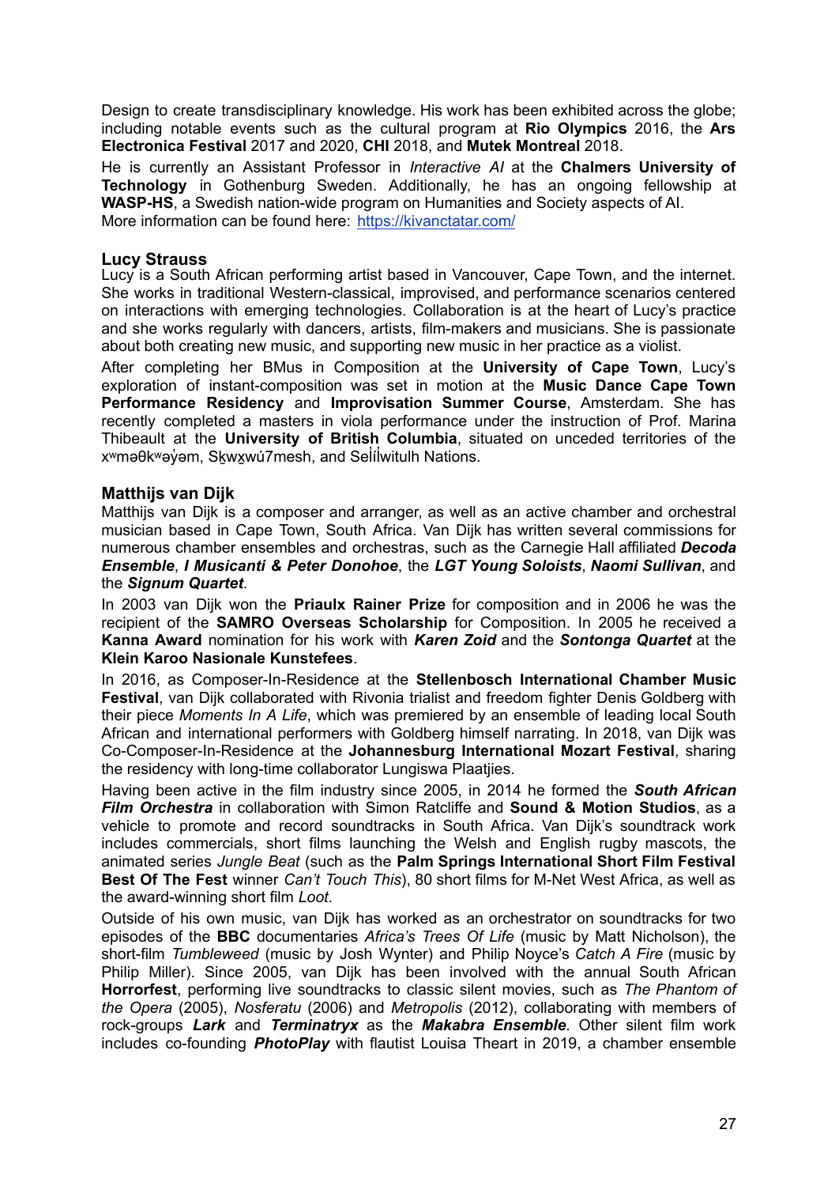Design to create transdisciplinary knowledge. His work has been exhibited across the globe; including notable events such as the cultural program at **Rio Olympics** 2016, the **Ars Electronica Festival** 2017 and 2020, **CHI** 2018, and **Mutek Montreal** 2018.

He is currently an Assistant Professor in *Interactive AI* at the **Chalmers University of Technology** in Gothenburg Sweden. Additionally, he has an ongoing fellowship at **WASP-HS**, a Swedish nation-wide program on Humanities and Society aspects of AI. More information can be found here: https://kivanctatar.com/

### Lucy Strauss

Lucy is a South African performing artist based in Vancouver, Cape Town, and the internet. She works in traditional Western-classical, improvised, and performance scenarios centered on interactions with emerging technologies. Collaboration is at the heart of Lucy's practice and she works regularly with dancers, artists, film-makers and musicians. She is passionate about both creating new music, and supporting new music in her practice as a violist.

After completing her BMus in Composition at the **University of Cape Town**, Lucy's exploration of instant-composition was set in motion at the **Music Dance Cape Town Performance Residency** and **Improvisation Summer Course**, Amsterdam. She has recently completed a masters in viola performance under the instruction of Prof. Marina Thibeault at the **University of British Columbia**, situated on unceded territories of the xʷməθkʷəy̓əm, Sḵwx̱wú7mesh, and Səl̓ílwitulh Nations.

### Matthijs van Dijk

Matthijs van Dijk is a composer and arranger, as well as an active chamber and orchestral musician based in Cape Town, South Africa. Van Dijk has written several commissions for numerous chamber ensembles and orchestras, such as the Carnegie Hall affiliated ***Decoda Ensemble***, ***I Musicanti & Peter Donohoe***, the ***LGT Young Soloists***, ***Naomi Sullivan***, and the ***Signum Quartet***.

In 2003 van Dijk won the **Priaulx Rainer Prize** for composition and in 2006 he was the recipient of the **SAMRO Overseas Scholarship** for Composition. In 2005 he received a **Kanna Award** nomination for his work with ***Karen Zoid*** and the ***Sontonga Quartet*** at the **Klein Karoo Nasionale Kunstefees**.

In 2016, as Composer-In-Residence at the **Stellenbosch International Chamber Music Festival**, van Dijk collaborated with Rivonia trialist and freedom fighter Denis Goldberg with their piece *Moments In A Life*, which was premiered by an ensemble of leading local South African and international performers with Goldberg himself narrating. In 2018, van Dijk was Co-Composer-In-Residence at the **Johannesburg International Mozart Festival**, sharing the residency with long-time collaborator Lungiswa Plaatjies.

Having been active in the film industry since 2005, in 2014 he formed the ***South African Film Orchestra*** in collaboration with Simon Ratcliffe and **Sound & Motion Studios**, as a vehicle to promote and record soundtracks in South Africa. Van Dijk's soundtrack work includes commercials, short films launching the Welsh and English rugby mascots, the animated series *Jungle Beat* (such as the **Palm Springs International Short Film Festival Best Of The Fest** winner *Can't Touch This*), 80 short films for M-Net West Africa, as well as the award-winning short film *Loot*.

Outside of his own music, van Dijk has worked as an orchestrator on soundtracks for two episodes of the **BBC** documentaries *Africa's Trees Of Life* (music by Matt Nicholson), the short-film *Tumbleweed* (music by Josh Wynter) and Philip Noyce's *Catch A Fire* (music by Philip Miller). Since 2005, van Dijk has been involved with the annual South African **Horrorfest**, performing live soundtracks to classic silent movies, such as *The Phantom of the Opera* (2005), *Nosferatu* (2006) and *Metropolis* (2012), collaborating with members of rock-groups ***Lark*** and ***Terminatryx*** as the ***Makabra Ensemble***. Other silent film work includes co-founding ***PhotoPlay*** with flautist Louisa Theart in 2019, a chamber ensemble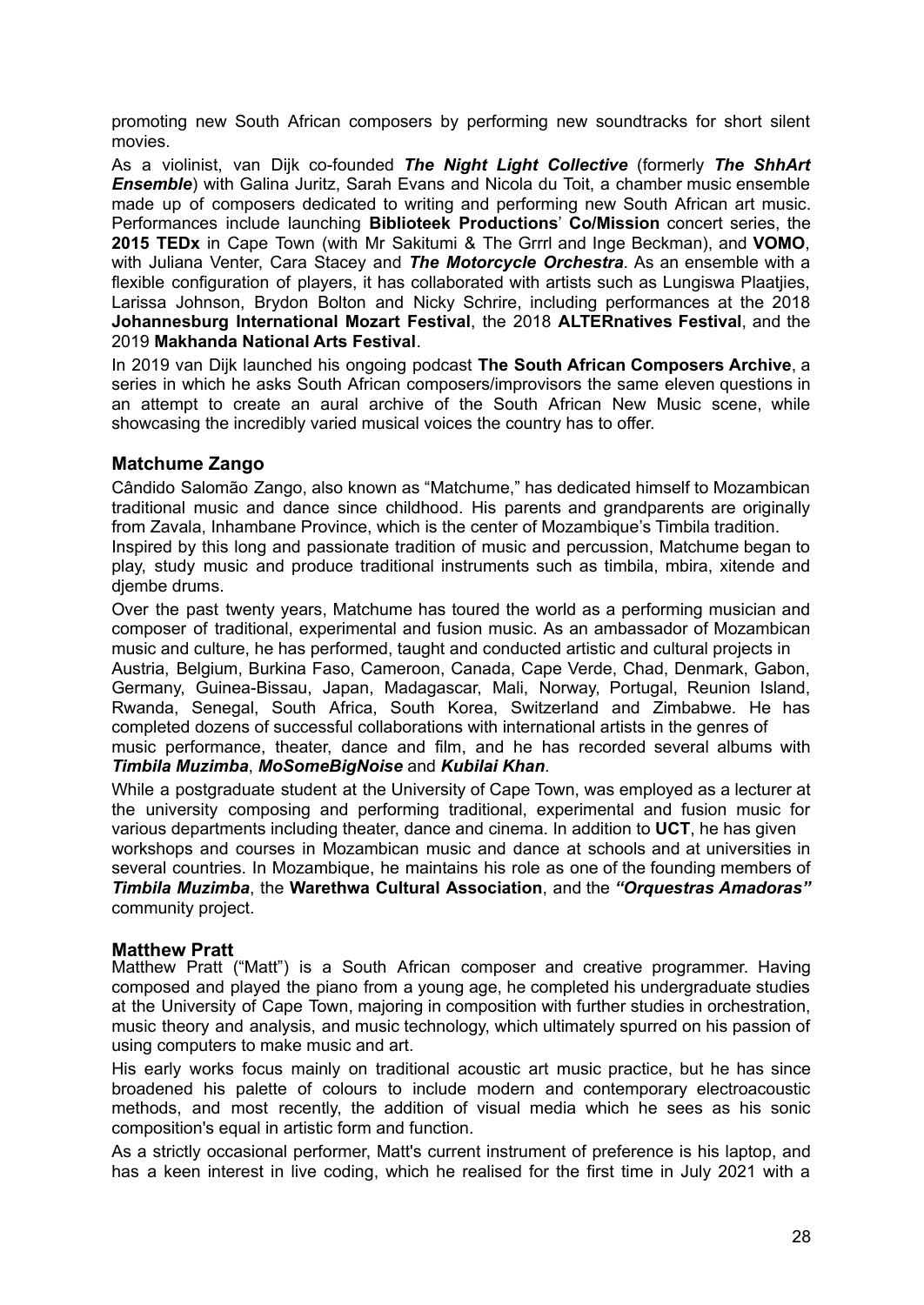promoting new South African composers by performing new soundtracks for short silent movies.

As a violinist, van Dijk co-founded ***The Night Light Collective*** (formerly ***The ShhArt Ensemble***) with Galina Juritz, Sarah Evans and Nicola du Toit, a chamber music ensemble made up of composers dedicated to writing and performing new South African art music. Performances include launching **Biblioteek Productions**' **Co/Mission** concert series, the **2015 TEDx** in Cape Town (with Mr Sakitumi & The Grrrl and Inge Beckman), and **VOMO**, with Juliana Venter, Cara Stacey and ***The Motorcycle Orchestra***. As an ensemble with a flexible configuration of players, it has collaborated with artists such as Lungiswa Plaatjies, Larissa Johnson, Brydon Bolton and Nicky Schrire, including performances at the 2018 **Johannesburg International Mozart Festival**, the 2018 **ALTERnatives Festival**, and the 2019 **Makhanda National Arts Festival**.

In 2019 van Dijk launched his ongoing podcast **The South African Composers Archive**, a series in which he asks South African composers/improvisors the same eleven questions in an attempt to create an aural archive of the South African New Music scene, while showcasing the incredibly varied musical voices the country has to offer.

## Matchume Zango

Cândido Salomão Zango, also known as "Matchume," has dedicated himself to Mozambican traditional music and dance since childhood. His parents and grandparents are originally from Zavala, Inhambane Province, which is the center of Mozambique's Timbila tradition.

Inspired by this long and passionate tradition of music and percussion, Matchume began to play, study music and produce traditional instruments such as timbila, mbira, xitende and djembe drums.

Over the past twenty years, Matchume has toured the world as a performing musician and composer of traditional, experimental and fusion music. As an ambassador of Mozambican music and culture, he has performed, taught and conducted artistic and cultural projects in Austria, Belgium, Burkina Faso, Cameroon, Canada, Cape Verde, Chad, Denmark, Gabon, Germany, Guinea-Bissau, Japan, Madagascar, Mali, Norway, Portugal, Reunion Island, Rwanda, Senegal, South Africa, South Korea, Switzerland and Zimbabwe. He has completed dozens of successful collaborations with international artists in the genres of music performance, theater, dance and film, and he has recorded several albums with ***Timbila Muzimba***, ***MoSomeBigNoise*** and ***Kubilai Khan***.

While a postgraduate student at the University of Cape Town, was employed as a lecturer at the university composing and performing traditional, experimental and fusion music for various departments including theater, dance and cinema. In addition to **UCT**, he has given workshops and courses in Mozambican music and dance at schools and at universities in several countries. In Mozambique, he maintains his role as one of the founding members of ***Timbila Muzimba***, the **Warethwa Cultural Association**, and the ***"Orquestras Amadoras"*** community project.

## Matthew Pratt

Matthew Pratt ("Matt") is a South African composer and creative programmer. Having composed and played the piano from a young age, he completed his undergraduate studies at the University of Cape Town, majoring in composition with further studies in orchestration, music theory and analysis, and music technology, which ultimately spurred on his passion of using computers to make music and art.

His early works focus mainly on traditional acoustic art music practice, but he has since broadened his palette of colours to include modern and contemporary electroacoustic methods, and most recently, the addition of visual media which he sees as his sonic composition's equal in artistic form and function.

As a strictly occasional performer, Matt's current instrument of preference is his laptop, and has a keen interest in live coding, which he realised for the first time in July 2021 with a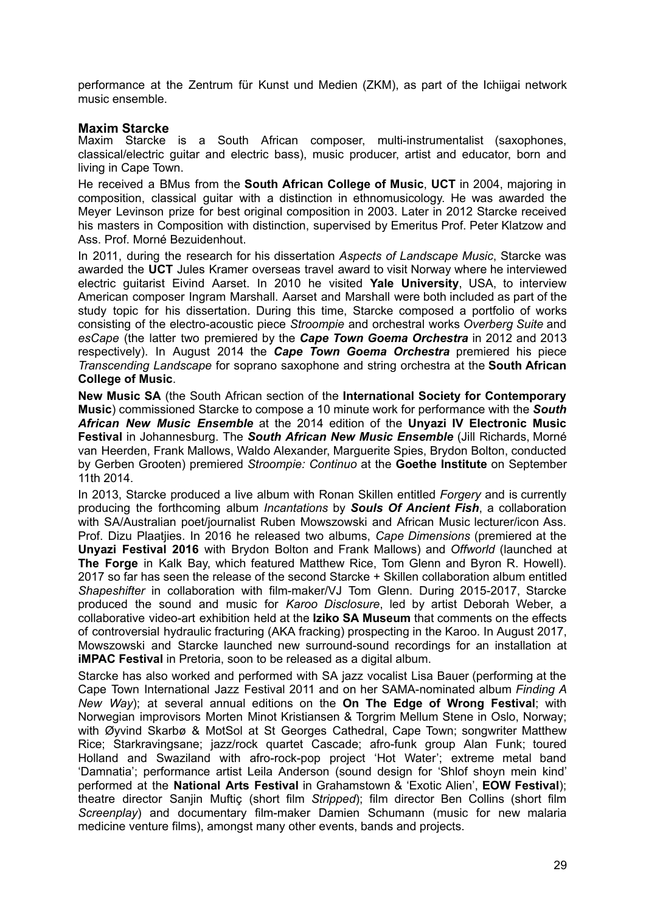performance at the Zentrum für Kunst und Medien (ZKM), as part of the Ichiigai network music ensemble.

### Maxim Starcke

Maxim Starcke is a South African composer, multi-instrumentalist (saxophones, classical/electric guitar and electric bass), music producer, artist and educator, born and living in Cape Town.

He received a BMus from the **South African College of Music**, **UCT** in 2004, majoring in composition, classical guitar with a distinction in ethnomusicology. He was awarded the Meyer Levinson prize for best original composition in 2003. Later in 2012 Starcke received his masters in Composition with distinction, supervised by Emeritus Prof. Peter Klatzow and Ass. Prof. Morné Bezuidenhout.

In 2011, during the research for his dissertation *Aspects of Landscape Music*, Starcke was awarded the **UCT** Jules Kramer overseas travel award to visit Norway where he interviewed electric guitarist Eivind Aarset. In 2010 he visited **Yale University**, USA, to interview American composer Ingram Marshall. Aarset and Marshall were both included as part of the study topic for his dissertation. During this time, Starcke composed a portfolio of works consisting of the electro-acoustic piece *Stroompie* and orchestral works *Overberg Suite* and *esCape* (the latter two premiered by the ***Cape Town Goema Orchestra*** in 2012 and 2013 respectively). In August 2014 the ***Cape Town Goema Orchestra*** premiered his piece *Transcending Landscape* for soprano saxophone and string orchestra at the **South African College of Music**.

**New Music SA** (the South African section of the **International Society for Contemporary Music**) commissioned Starcke to compose a 10 minute work for performance with the ***South African New Music Ensemble*** at the 2014 edition of the **Unyazi IV Electronic Music Festival** in Johannesburg. The ***South African New Music Ensemble*** (Jill Richards, Morné van Heerden, Frank Mallows, Waldo Alexander, Marguerite Spies, Brydon Bolton, conducted by Gerben Grooten) premiered *Stroompie: Continuo* at the **Goethe Institute** on September 11th 2014.

In 2013, Starcke produced a live album with Ronan Skillen entitled *Forgery* and is currently producing the forthcoming album *Incantations* by ***Souls Of Ancient Fish***, a collaboration with SA/Australian poet/journalist Ruben Mowszowski and African Music lecturer/icon Ass. Prof. Dizu Plaatjies. In 2016 he released two albums, *Cape Dimensions* (premiered at the **Unyazi Festival 2016** with Brydon Bolton and Frank Mallows) and *Offworld* (launched at **The Forge** in Kalk Bay, which featured Matthew Rice, Tom Glenn and Byron R. Howell). 2017 so far has seen the release of the second Starcke + Skillen collaboration album entitled *Shapeshifter* in collaboration with film-maker/VJ Tom Glenn. During 2015-2017, Starcke produced the sound and music for *Karoo Disclosure*, led by artist Deborah Weber, a collaborative video-art exhibition held at the **Iziko SA Museum** that comments on the effects of controversial hydraulic fracturing (AKA fracking) prospecting in the Karoo. In August 2017, Mowszowski and Starcke launched new surround-sound recordings for an installation at **iMPAC Festival** in Pretoria, soon to be released as a digital album.

Starcke has also worked and performed with SA jazz vocalist Lisa Bauer (performing at the Cape Town International Jazz Festival 2011 and on her SAMA-nominated album *Finding A New Way*); at several annual editions on the **On The Edge of Wrong Festival**; with Norwegian improvisors Morten Minot Kristiansen & Torgrim Mellum Stene in Oslo, Norway; with Øyvind Skarbø & MotSol at St Georges Cathedral, Cape Town; songwriter Matthew Rice; Starkravingsane; jazz/rock quartet Cascade; afro-funk group Alan Funk; toured Holland and Swaziland with afro-rock-pop project 'Hot Water'; extreme metal band 'Damnatia'; performance artist Leila Anderson (sound design for 'Shlof shoyn mein kind' performed at the **National Arts Festival** in Grahamstown & 'Exotic Alien', **EOW Festival**); theatre director Sanjin Muftiç (short film *Stripped*); film director Ben Collins (short film *Screenplay*) and documentary film-maker Damien Schumann (music for new malaria medicine venture films), amongst many other events, bands and projects.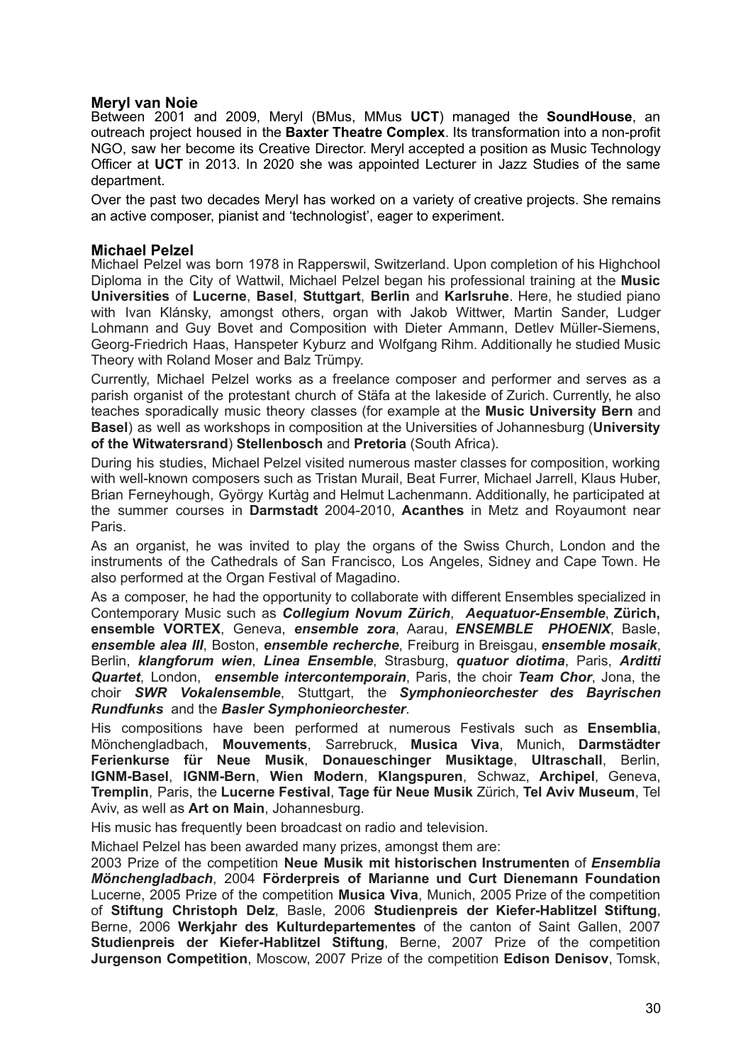## Meryl van Noie

Between 2001 and 2009, Meryl (BMus, MMus **UCT**) managed the **SoundHouse**, an outreach project housed in the **Baxter Theatre Complex**. Its transformation into a non-profit NGO, saw her become its Creative Director. Meryl accepted a position as Music Technology Officer at **UCT** in 2013. In 2020 she was appointed Lecturer in Jazz Studies of the same department.

Over the past two decades Meryl has worked on a variety of creative projects. She remains an active composer, pianist and 'technologist', eager to experiment.

## Michael Pelzel

Michael Pelzel was born 1978 in Rapperswil, Switzerland. Upon completion of his Highchool Diploma in the City of Wattwil, Michael Pelzel began his professional training at the **Music Universities** of **Lucerne**, **Basel**, **Stuttgart**, **Berlin** and **Karlsruhe**. Here, he studied piano with Ivan Klánsky, amongst others, organ with Jakob Wittwer, Martin Sander, Ludger Lohmann and Guy Bovet and Composition with Dieter Ammann, Detlev Müller-Siemens, Georg-Friedrich Haas, Hanspeter Kyburz and Wolfgang Rihm. Additionally he studied Music Theory with Roland Moser and Balz Trümpy.

Currently, Michael Pelzel works as a freelance composer and performer and serves as a parish organist of the protestant church of Stäfa at the lakeside of Zurich. Currently, he also teaches sporadically music theory classes (for example at the **Music University Bern** and **Basel**) as well as workshops in composition at the Universities of Johannesburg (**University of the Witwatersrand**) **Stellenbosch** and **Pretoria** (South Africa).

During his studies, Michael Pelzel visited numerous master classes for composition, working with well-known composers such as Tristan Murail, Beat Furrer, Michael Jarrell, Klaus Huber, Brian Ferneyhough, György Kurtàg and Helmut Lachenmann. Additionally, he participated at the summer courses in **Darmstadt** 2004-2010, **Acanthes** in Metz and Royaumont near Paris.

As an organist, he was invited to play the organs of the Swiss Church, London and the instruments of the Cathedrals of San Francisco, Los Angeles, Sidney and Cape Town. He also performed at the Organ Festival of Magadino.

As a composer, he had the opportunity to collaborate with different Ensembles specialized in Contemporary Music such as ***Collegium Novum Zürich***, ***Aequatuor-Ensemble***, **Zürich, ensemble VORTEX**, Geneva, ***ensemble zora***, Aarau, ***ENSEMBLE PHOENIX***, Basle, ***ensemble alea III***, Boston, ***ensemble recherche***, Freiburg in Breisgau, ***ensemble mosaik***, Berlin, ***klangforum wien***, ***Linea Ensemble***, Strasburg, ***quatuor diotima***, Paris, ***Arditti Quartet***, London, ***ensemble intercontemporain***, Paris, the choir ***Team Chor***, Jona, the choir ***SWR Vokalensemble***, Stuttgart, the ***Symphonieorchester des Bayrischen Rundfunks*** and the ***Basler Symphonieorchester***.

His compositions have been performed at numerous Festivals such as **Ensemblia**, Mönchengladbach, **Mouvements**, Sarrebruck, **Musica Viva**, Munich, **Darmstädter Ferienkurse für Neue Musik**, **Donaueschinger Musiktage**, **Ultraschall**, Berlin, **IGNM-Basel**, **IGNM-Bern**, **Wien Modern**, **Klangspuren**, Schwaz, **Archipel**, Geneva, **Tremplin**, Paris, the **Lucerne Festival**, **Tage für Neue Musik** Zürich, **Tel Aviv Museum**, Tel Aviv, as well as **Art on Main**, Johannesburg.

His music has frequently been broadcast on radio and television.

Michael Pelzel has been awarded many prizes, amongst them are:

2003 Prize of the competition **Neue Musik mit historischen Instrumenten** of ***Ensemblia Mönchengladbach***, 2004 **Förderpreis of Marianne und Curt Dienemann Foundation** Lucerne, 2005 Prize of the competition **Musica Viva**, Munich, 2005 Prize of the competition of **Stiftung Christoph Delz**, Basle, 2006 **Studienpreis der Kiefer-Hablitzel Stiftung**, Berne, 2006 **Werkjahr des Kulturdepartementes** of the canton of Saint Gallen, 2007 **Studienpreis der Kiefer-Hablitzel Stiftung**, Berne, 2007 Prize of the competition **Jurgenson Competition**, Moscow, 2007 Prize of the competition **Edison Denisov**, Tomsk,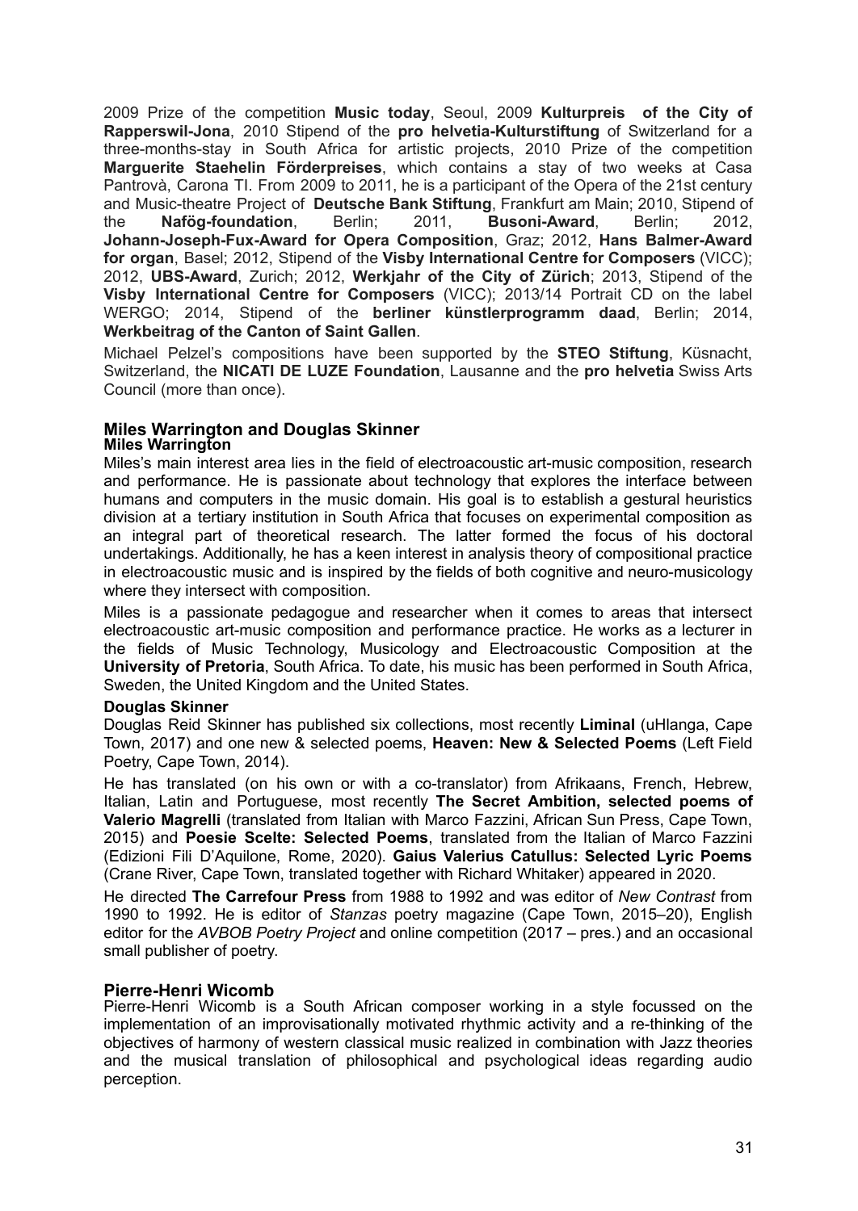2009 Prize of the competition **Music today**, Seoul, 2009 **Kulturpreis of the City of Rapperswil-Jona**, 2010 Stipend of the **pro helvetia-Kulturstiftung** of Switzerland for a three-months-stay in South Africa for artistic projects, 2010 Prize of the competition **Marguerite Staehelin Förderpreises**, which contains a stay of two weeks at Casa Pantrovà, Carona TI. From 2009 to 2011, he is a participant of the Opera of the 21st century and Music-theatre Project of **Deutsche Bank Stiftung**, Frankfurt am Main; 2010, Stipend of the **Nafög-foundation**, Berlin; 2011, **Busoni-Award**, Berlin; 2012, **Johann-Joseph-Fux-Award for Opera Composition**, Graz; 2012, **Hans Balmer-Award for organ**, Basel; 2012, Stipend of the **Visby International Centre for Composers** (VICC); 2012, **UBS-Award**, Zurich; 2012, **Werkjahr of the City of Zürich**; 2013, Stipend of the **Visby International Centre for Composers** (VICC); 2013/14 Portrait CD on the label WERGO; 2014, Stipend of the **berliner künstlerprogramm daad**, Berlin; 2014, **Werkbeitrag of the Canton of Saint Gallen**.

Michael Pelzel's compositions have been supported by the **STEO Stiftung**, Küsnacht, Switzerland, the **NICATI DE LUZE Foundation**, Lausanne and the **pro helvetia** Swiss Arts Council (more than once).

## Miles Warrington and Douglas Skinner

### Miles Warrington

Miles's main interest area lies in the field of electroacoustic art-music composition, research and performance. He is passionate about technology that explores the interface between humans and computers in the music domain. His goal is to establish a gestural heuristics division at a tertiary institution in South Africa that focuses on experimental composition as an integral part of theoretical research. The latter formed the focus of his doctoral undertakings. Additionally, he has a keen interest in analysis theory of compositional practice in electroacoustic music and is inspired by the fields of both cognitive and neuro-musicology where they intersect with composition.

Miles is a passionate pedagogue and researcher when it comes to areas that intersect electroacoustic art-music composition and performance practice. He works as a lecturer in the fields of Music Technology, Musicology and Electroacoustic Composition at the **University of Pretoria**, South Africa. To date, his music has been performed in South Africa, Sweden, the United Kingdom and the United States.

### Douglas Skinner

Douglas Reid Skinner has published six collections, most recently **Liminal** (uHlanga, Cape Town, 2017) and one new & selected poems, **Heaven: New & Selected Poems** (Left Field Poetry, Cape Town, 2014).

He has translated (on his own or with a co-translator) from Afrikaans, French, Hebrew, Italian, Latin and Portuguese, most recently **The Secret Ambition, selected poems of Valerio Magrelli** (translated from Italian with Marco Fazzini, African Sun Press, Cape Town, 2015) and **Poesie Scelte: Selected Poems**, translated from the Italian of Marco Fazzini (Edizioni Fili D'Aquilone, Rome, 2020). **Gaius Valerius Catullus: Selected Lyric Poems** (Crane River, Cape Town, translated together with Richard Whitaker) appeared in 2020.

He directed **The Carrefour Press** from 1988 to 1992 and was editor of *New Contrast* from 1990 to 1992. He is editor of *Stanzas* poetry magazine (Cape Town, 2015–20), English editor for the *AVBOB Poetry Project* and online competition (2017 – pres.) and an occasional small publisher of poetry.

## Pierre-Henri Wicomb

Pierre-Henri Wicomb is a South African composer working in a style focussed on the implementation of an improvisationally motivated rhythmic activity and a re-thinking of the objectives of harmony of western classical music realized in combination with Jazz theories and the musical translation of philosophical and psychological ideas regarding audio perception.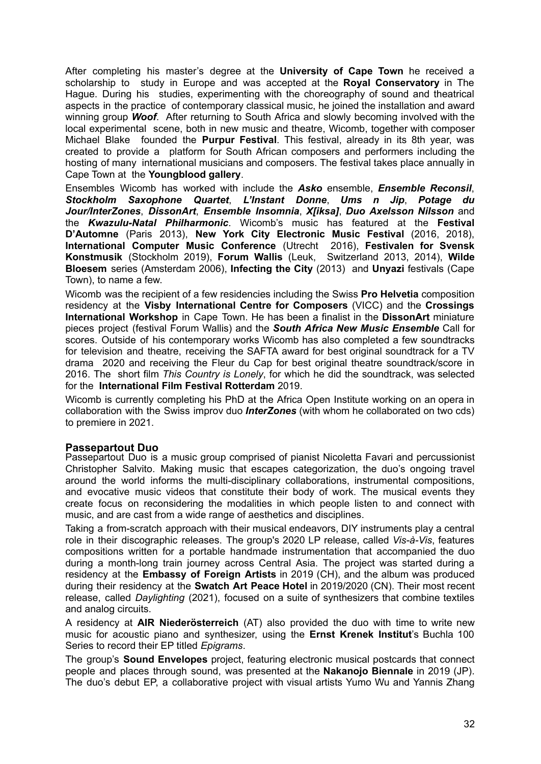After completing his master's degree at the **University of Cape Town** he received a scholarship to study in Europe and was accepted at the **Royal Conservatory** in The Hague. During his studies, experimenting with the choreography of sound and theatrical aspects in the practice of contemporary classical music, he joined the installation and award winning group ***Woof***. After returning to South Africa and slowly becoming involved with the local experimental scene, both in new music and theatre, Wicomb, together with composer Michael Blake founded the **Purpur Festival**. This festival, already in its 8th year, was created to provide a platform for South African composers and performers including the hosting of many international musicians and composers. The festival takes place annually in Cape Town at the **Youngblood gallery**.

Ensembles Wicomb has worked with include the ***Asko*** ensemble, ***Ensemble Reconsil***, ***Stockholm Saxophone Quartet***, ***L'Instant Donne***, ***Ums n Jip***, ***Potage du Jour/InterZones***, ***DissonArt***, ***Ensemble Insomnia***, ***X[iksa]***, ***Duo Axelsson Nilsson*** and the ***Kwazulu-Natal Philharmonic***. Wicomb's music has featured at the **Festival D'Automne** (Paris 2013), **New York City Electronic Music Festival** (2016, 2018), **International Computer Music Conference** (Utrecht 2016), **Festivalen for Svensk Konstmusik** (Stockholm 2019), **Forum Wallis** (Leuk, Switzerland 2013, 2014), **Wilde Bloesem** series (Amsterdam 2006), **Infecting the City** (2013) and **Unyazi** festivals (Cape Town), to name a few.

Wicomb was the recipient of a few residencies including the Swiss **Pro Helvetia** composition residency at the **Visby International Centre for Composers** (VICC) and the **Crossings International Workshop** in Cape Town. He has been a finalist in the **DissonArt** miniature pieces project (festival Forum Wallis) and the ***South Africa New Music Ensemble*** Call for scores. Outside of his contemporary works Wicomb has also completed a few soundtracks for television and theatre, receiving the SAFTA award for best original soundtrack for a TV drama 2020 and receiving the Fleur du Cap for best original theatre soundtrack/score in 2016. The short film *This Country is Lonely*, for which he did the soundtrack, was selected for the **International Film Festival Rotterdam** 2019.

Wicomb is currently completing his PhD at the Africa Open Institute working on an opera in collaboration with the Swiss improv duo ***InterZones*** (with whom he collaborated on two cds) to premiere in 2021.

## Passepartout Duo

Passepartout Duo is a music group comprised of pianist Nicoletta Favari and percussionist Christopher Salvito. Making music that escapes categorization, the duo's ongoing travel around the world informs the multi-disciplinary collaborations, instrumental compositions, and evocative music videos that constitute their body of work. The musical events they create focus on reconsidering the modalities in which people listen to and connect with music, and are cast from a wide range of aesthetics and disciplines.

Taking a from-scratch approach with their musical endeavors, DIY instruments play a central role in their discographic releases. The group's 2020 LP release, called *Vis-à-Vis*, features compositions written for a portable handmade instrumentation that accompanied the duo during a month-long train journey across Central Asia. The project was started during a residency at the **Embassy of Foreign Artists** in 2019 (CH), and the album was produced during their residency at the **Swatch Art Peace Hotel** in 2019/2020 (CN). Their most recent release, called *Daylighting* (2021), focused on a suite of synthesizers that combine textiles and analog circuits.

A residency at **AIR Niederösterreich** (AT) also provided the duo with time to write new music for acoustic piano and synthesizer, using the **Ernst Krenek Institut**'s Buchla 100 Series to record their EP titled *Epigrams*.

The group's **Sound Envelopes** project, featuring electronic musical postcards that connect people and places through sound, was presented at the **Nakanojo Biennale** in 2019 (JP). The duo's debut EP, a collaborative project with visual artists Yumo Wu and Yannis Zhang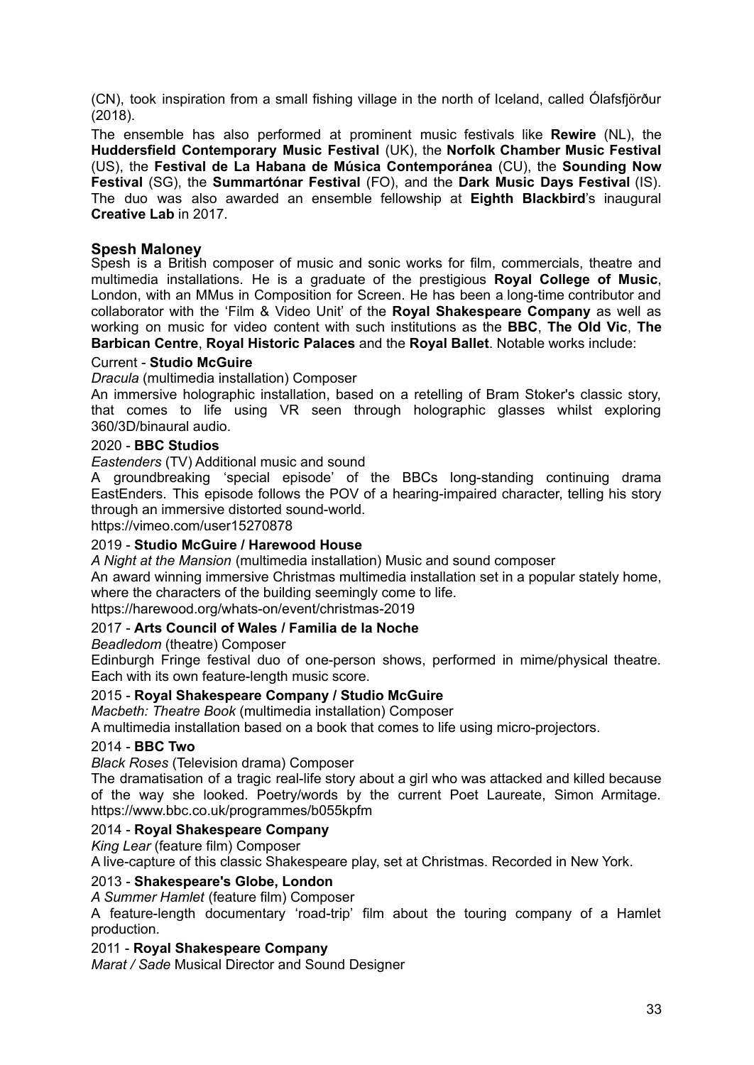(CN), took inspiration from a small fishing village in the north of Iceland, called Ólafsfjörður (2018).

The ensemble has also performed at prominent music festivals like **Rewire** (NL), the **Huddersfield Contemporary Music Festival** (UK), the **Norfolk Chamber Music Festival** (US), the **Festival de La Habana de Música Contemporánea** (CU), the **Sounding Now Festival** (SG), the **Summartónar Festival** (FO), and the **Dark Music Days Festival** (IS). The duo was also awarded an ensemble fellowship at **Eighth Blackbird**'s inaugural **Creative Lab** in 2017.

## Spesh Maloney

Spesh is a British composer of music and sonic works for film, commercials, theatre and multimedia installations. He is a graduate of the prestigious **Royal College of Music**, London, with an MMus in Composition for Screen. He has been a long-time contributor and collaborator with the 'Film & Video Unit' of the **Royal Shakespeare Company** as well as working on music for video content with such institutions as the **BBC**, **The Old Vic**, **The Barbican Centre**, **Royal Historic Palaces** and the **Royal Ballet**. Notable works include:

Current - **Studio McGuire**

*Dracula* (multimedia installation) Composer

An immersive holographic installation, based on a retelling of Bram Stoker's classic story, that comes to life using VR seen through holographic glasses whilst exploring 360/3D/binaural audio.

2020 - **BBC Studios**

*Eastenders* (TV) Additional music and sound

A groundbreaking 'special episode' of the BBCs long-standing continuing drama EastEnders. This episode follows the POV of a hearing-impaired character, telling his story through an immersive distorted sound-world.

https://vimeo.com/user15270878

2019 - **Studio McGuire / Harewood House**

*A Night at the Mansion* (multimedia installation) Music and sound composer

An award winning immersive Christmas multimedia installation set in a popular stately home, where the characters of the building seemingly come to life.

https://harewood.org/whats-on/event/christmas-2019

2017 - **Arts Council of Wales / Familia de la Noche**

*Beadledom* (theatre) Composer

Edinburgh Fringe festival duo of one-person shows, performed in mime/physical theatre. Each with its own feature-length music score.

2015 - **Royal Shakespeare Company / Studio McGuire**

*Macbeth: Theatre Book* (multimedia installation) Composer

A multimedia installation based on a book that comes to life using micro-projectors.

2014 - **BBC Two**

*Black Roses* (Television drama) Composer

The dramatisation of a tragic real-life story about a girl who was attacked and killed because of the way she looked. Poetry/words by the current Poet Laureate, Simon Armitage. https://www.bbc.co.uk/programmes/b055kpfm

2014 - **Royal Shakespeare Company**

*King Lear* (feature film) Composer

A live-capture of this classic Shakespeare play, set at Christmas. Recorded in New York.

2013 - **Shakespeare's Globe, London**

*A Summer Hamlet* (feature film) Composer

A feature-length documentary 'road-trip' film about the touring company of a Hamlet production.

2011 - **Royal Shakespeare Company**

*Marat / Sade* Musical Director and Sound Designer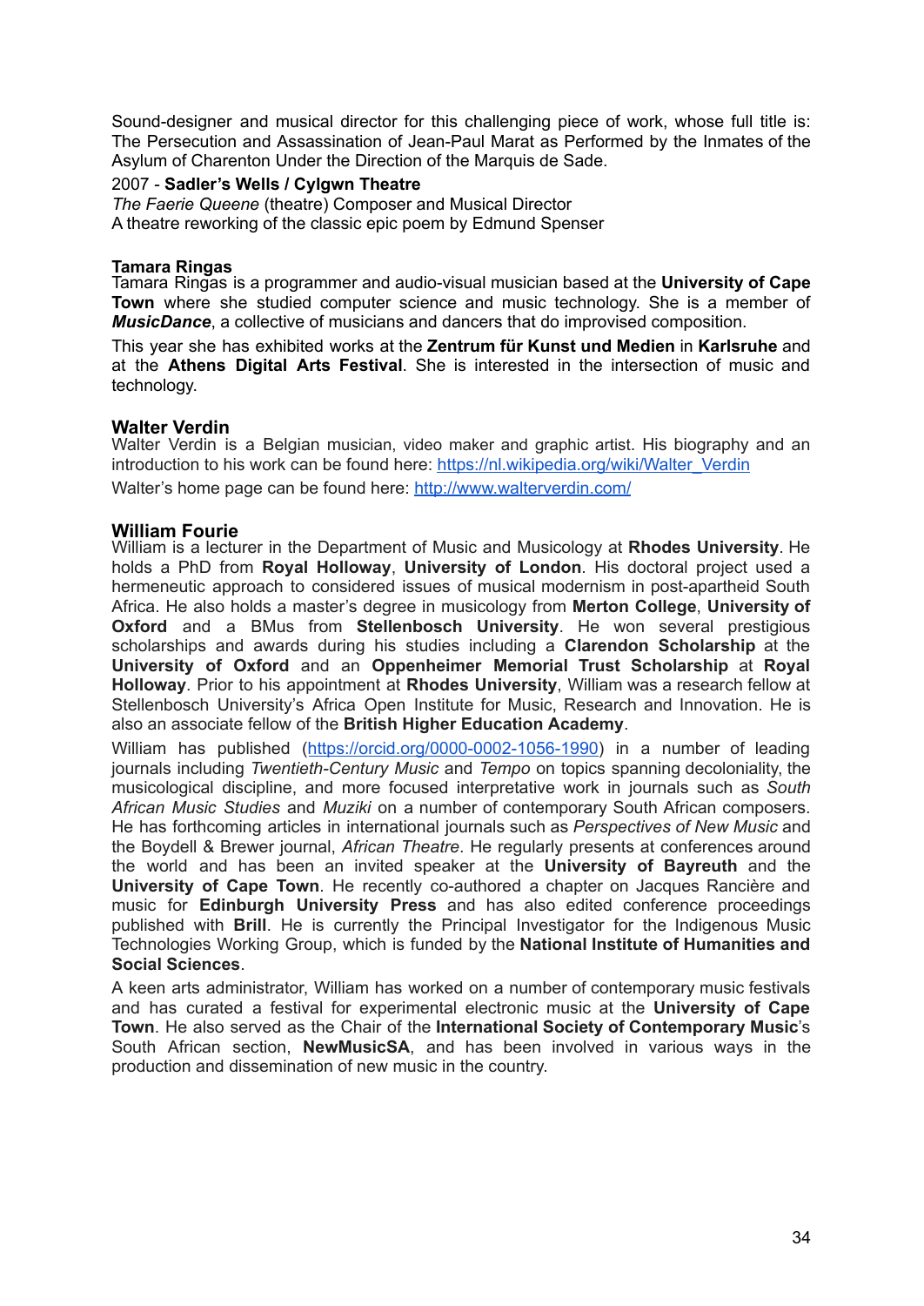Sound-designer and musical director for this challenging piece of work, whose full title is: The Persecution and Assassination of Jean-Paul Marat as Performed by the Inmates of the Asylum of Charenton Under the Direction of the Marquis de Sade.

2007 - **Sadler's Wells / Cylgwn Theatre**
*The Faerie Queene* (theatre) Composer and Musical Director
A theatre reworking of the classic epic poem by Edmund Spenser

**Tamara Ringas**
Tamara Ringas is a programmer and audio-visual musician based at the **University of Cape Town** where she studied computer science and music technology. She is a member of ***MusicDance***, a collective of musicians and dancers that do improvised composition.

This year she has exhibited works at the **Zentrum für Kunst und Medien** in **Karlsruhe** and at the **Athens Digital Arts Festival**. She is interested in the intersection of music and technology.

### Walter Verdin
Walter Verdin is a Belgian musician, video maker and graphic artist. His biography and an introduction to his work can be found here: https://nl.wikipedia.org/wiki/Walter_Verdin

Walter's home page can be found here: http://www.walterverdin.com/

### William Fourie
William is a lecturer in the Department of Music and Musicology at **Rhodes University**. He holds a PhD from **Royal Holloway**, **University of London**. His doctoral project used a hermeneutic approach to considered issues of musical modernism in post-apartheid South Africa. He also holds a master's degree in musicology from **Merton College**, **University of Oxford** and a BMus from **Stellenbosch University**. He won several prestigious scholarships and awards during his studies including a **Clarendon Scholarship** at the **University of Oxford** and an **Oppenheimer Memorial Trust Scholarship** at **Royal Holloway**. Prior to his appointment at **Rhodes University**, William was a research fellow at Stellenbosch University's Africa Open Institute for Music, Research and Innovation. He is also an associate fellow of the **British Higher Education Academy**.

William has published (https://orcid.org/0000-0002-1056-1990) in a number of leading journals including *Twentieth-Century Music* and *Tempo* on topics spanning decoloniality, the musicological discipline, and more focused interpretative work in journals such as *South African Music Studies* and *Muziki* on a number of contemporary South African composers. He has forthcoming articles in international journals such as *Perspectives of New Music* and the Boydell & Brewer journal, *African Theatre*. He regularly presents at conferences around the world and has been an invited speaker at the **University of Bayreuth** and the **University of Cape Town**. He recently co-authored a chapter on Jacques Rancière and music for **Edinburgh University Press** and has also edited conference proceedings published with **Brill**. He is currently the Principal Investigator for the Indigenous Music Technologies Working Group, which is funded by the **National Institute of Humanities and Social Sciences**.

A keen arts administrator, William has worked on a number of contemporary music festivals and has curated a festival for experimental electronic music at the **University of Cape Town**. He also served as the Chair of the **International Society of Contemporary Music**'s South African section, **NewMusicSA**, and has been involved in various ways in the production and dissemination of new music in the country.